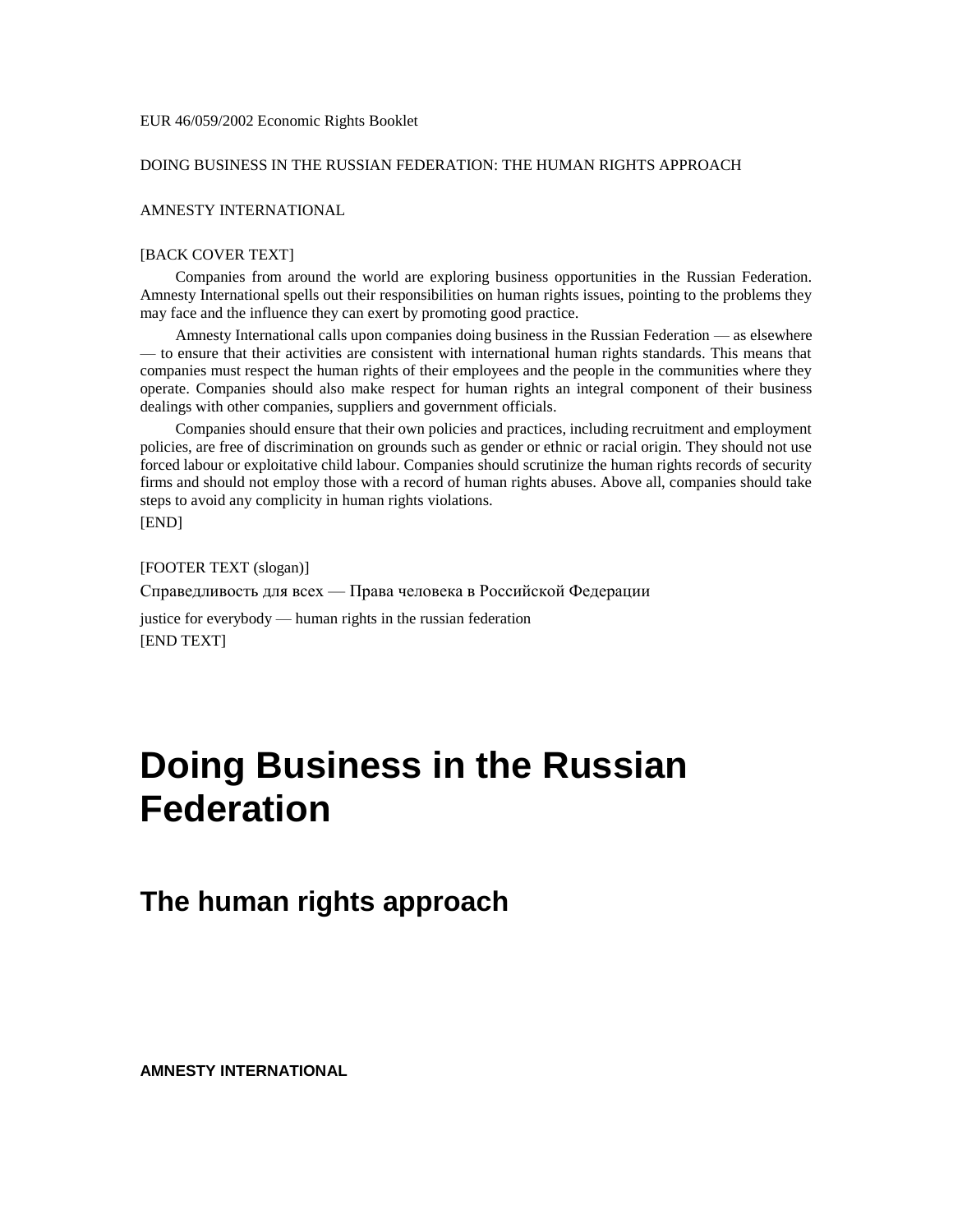EUR 46/059/2002 Economic Rights Booklet

DOING BUSINESS IN THE RUSSIAN FEDERATION: THE HUMAN RIGHTS APPROACH

AMNESTY INTERNATIONAL

[BACK COVER TEXT]

Companies from around the world are exploring business opportunities in the Russian Federation. Amnesty International spells out their responsibilities on human rights issues, pointing to the problems they may face and the influence they can exert by promoting good practice.

Amnesty International calls upon companies doing business in the Russian Federation — as elsewhere — to ensure that their activities are consistent with international human rights standards. This means that companies must respect the human rights of their employees and the people in the communities where they operate. Companies should also make respect for human rights an integral component of their business dealings with other companies, suppliers and government officials.

Companies should ensure that their own policies and practices, including recruitment and employment policies, are free of discrimination on grounds such as gender or ethnic or racial origin. They should not use forced labour or exploitative child labour. Companies should scrutinize the human rights records of security firms and should not employ those with a record of human rights abuses. Above all, companies should take steps to avoid any complicity in human rights violations.

[END]

[FOOTER TEXT (slogan)]

Справедливость для всех — Права человека в Российской Федерации

justice for everybody — human rights in the russian federation

[END TEXT]

# Doing Business in the Russian Federation

## The human rights approach

**AMNESTY INTERNATIONAL**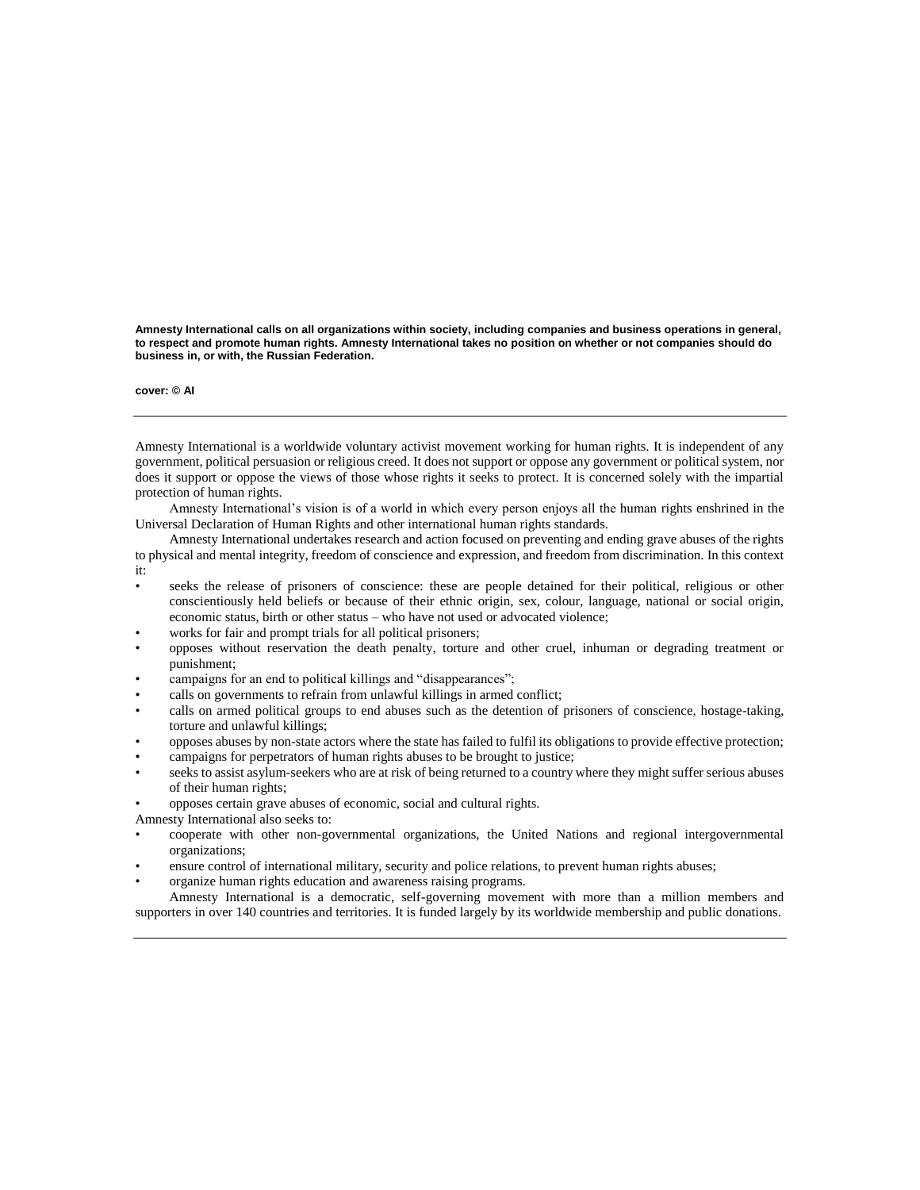**Amnesty International calls on all organizations within society, including companies and business operations in general, to respect and promote human rights. Amnesty International takes no position on whether or not companies should do business in, or with, the Russian Federation.**

**cover: © AI**

---

Amnesty International is a worldwide voluntary activist movement working for human rights. It is independent of any government, political persuasion or religious creed. It does not support or oppose any government or political system, nor does it support or oppose the views of those whose rights it seeks to protect. It is concerned solely with the impartial protection of human rights.

Amnesty International's vision is of a world in which every person enjoys all the human rights enshrined in the Universal Declaration of Human Rights and other international human rights standards.

Amnesty International undertakes research and action focused on preventing and ending grave abuses of the rights to physical and mental integrity, freedom of conscience and expression, and freedom from discrimination. In this context it:

- seeks the release of prisoners of conscience: these are people detained for their political, religious or other conscientiously held beliefs or because of their ethnic origin, sex, colour, language, national or social origin, economic status, birth or other status – who have not used or advocated violence;
- works for fair and prompt trials for all political prisoners;
- opposes without reservation the death penalty, torture and other cruel, inhuman or degrading treatment or punishment;
- campaigns for an end to political killings and "disappearances";
- calls on governments to refrain from unlawful killings in armed conflict;
- calls on armed political groups to end abuses such as the detention of prisoners of conscience, hostage-taking, torture and unlawful killings;
- opposes abuses by non-state actors where the state has failed to fulfil its obligations to provide effective protection;
- campaigns for perpetrators of human rights abuses to be brought to justice;
- seeks to assist asylum-seekers who are at risk of being returned to a country where they might suffer serious abuses of their human rights;
- opposes certain grave abuses of economic, social and cultural rights.

Amnesty International also seeks to:

- cooperate with other non-governmental organizations, the United Nations and regional intergovernmental organizations;
- ensure control of international military, security and police relations, to prevent human rights abuses;
- organize human rights education and awareness raising programs.

Amnesty International is a democratic, self-governing movement with more than a million members and supporters in over 140 countries and territories. It is funded largely by its worldwide membership and public donations.

---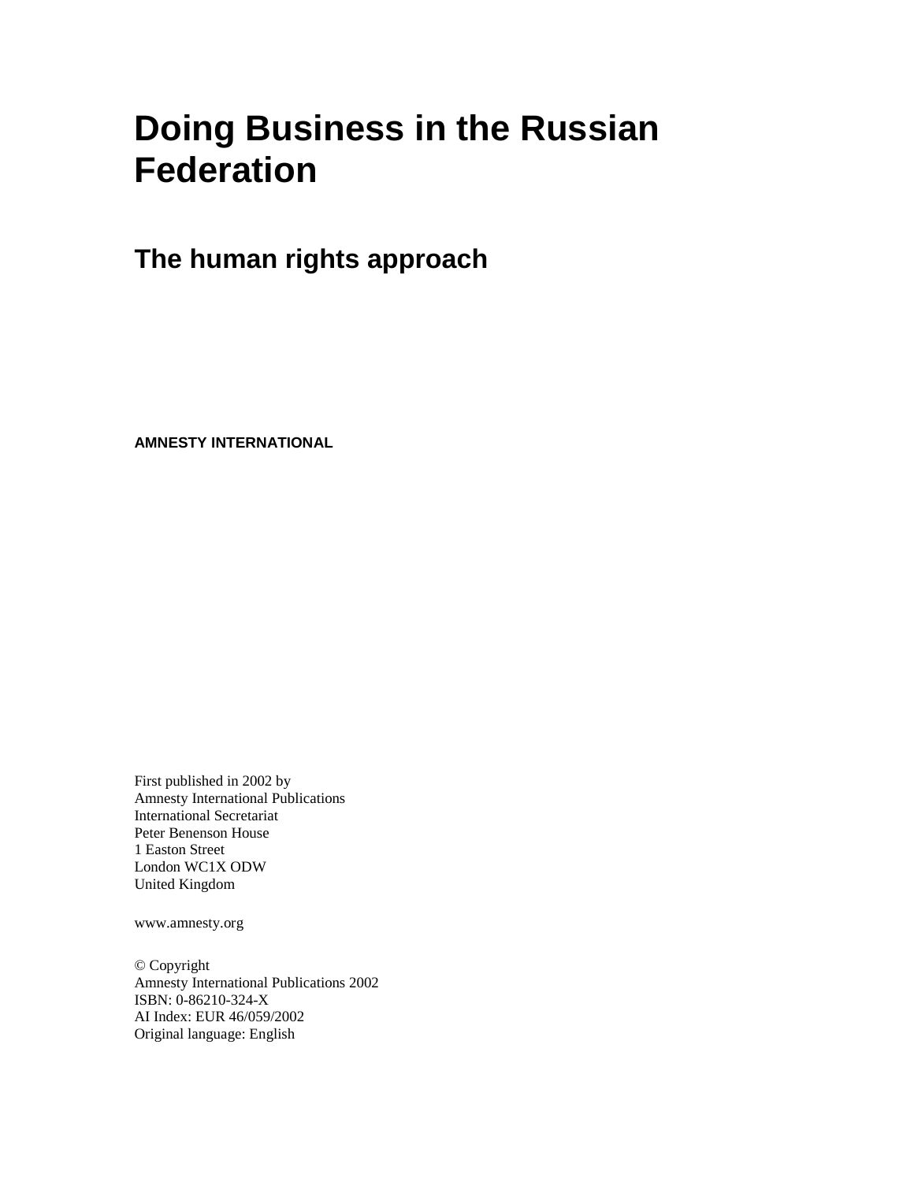# Doing Business in the Russian Federation

## The human rights approach

**AMNESTY INTERNATIONAL**

First published in 2002 by
Amnesty International Publications
International Secretariat
Peter Benenson House
1 Easton Street
London WC1X ODW
United Kingdom

www.amnesty.org

© Copyright
Amnesty International Publications 2002
ISBN: 0-86210-324-X
AI Index: EUR 46/059/2002
Original language: English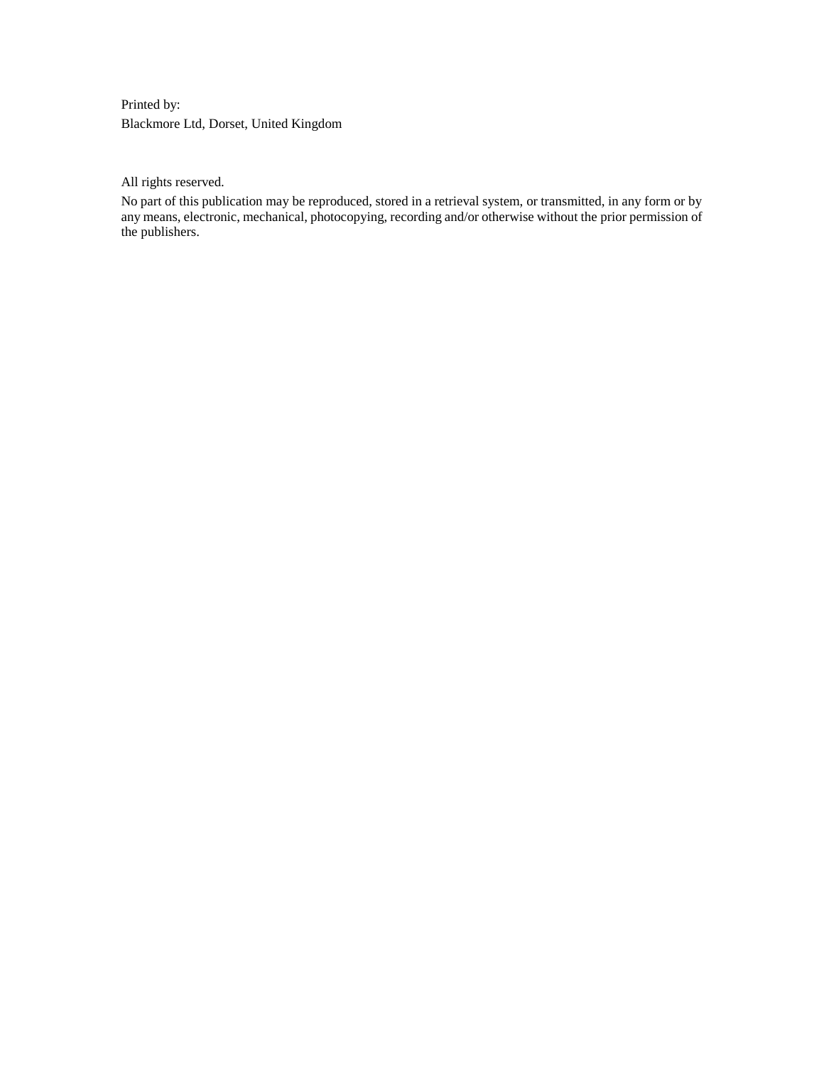Printed by:
Blackmore Ltd, Dorset, United Kingdom

All rights reserved.

No part of this publication may be reproduced, stored in a retrieval system, or transmitted, in any form or by any means, electronic, mechanical, photocopying, recording and/or otherwise without the prior permission of the publishers.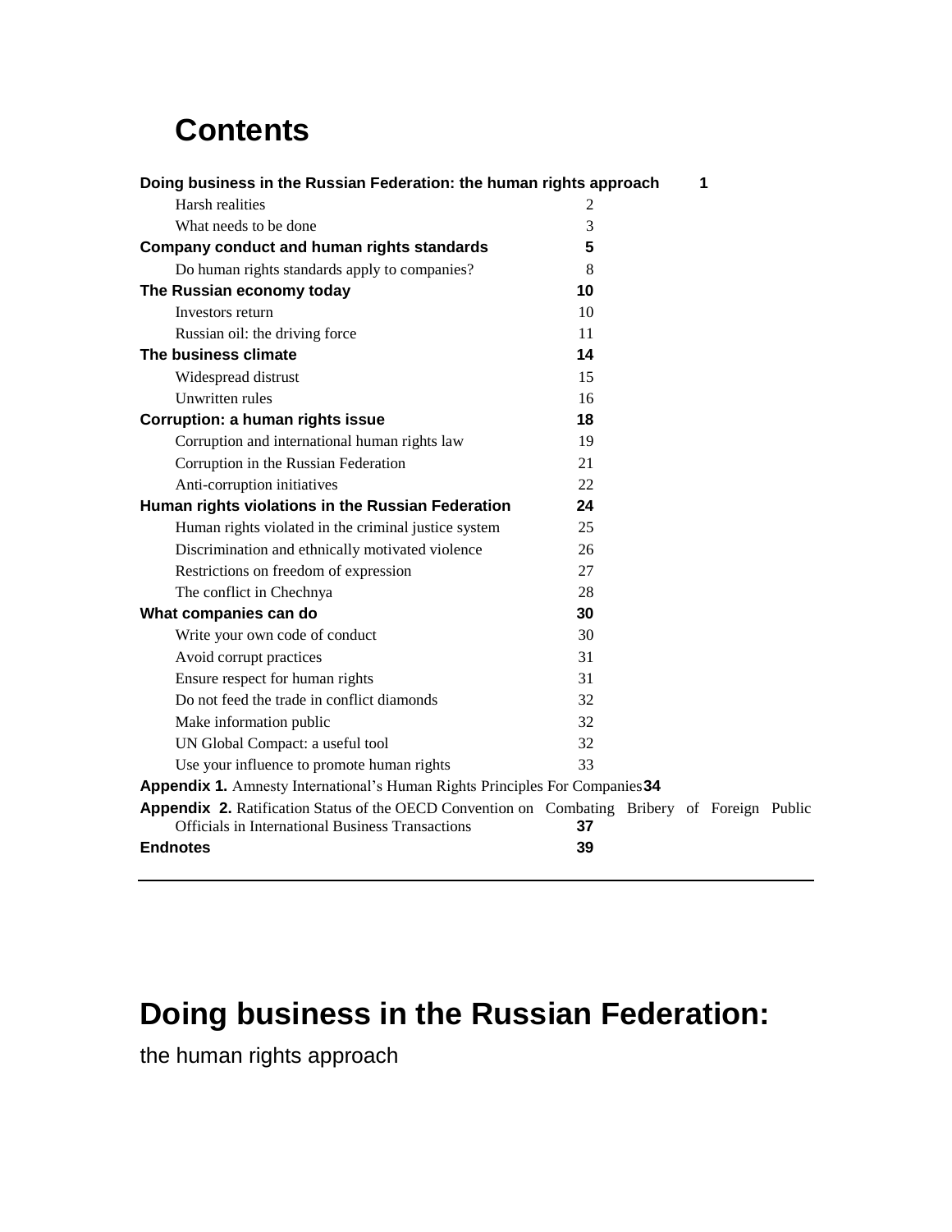# Contents

**Doing business in the Russian Federation: the human rights approach** **1**

- Harsh realities 2
- What needs to be done 3

**Company conduct and human rights standards** **5**

- Do human rights standards apply to companies? 8

**The Russian economy today** **10**

- Investors return 10
- Russian oil: the driving force 11

**The business climate** **14**

- Widespread distrust 15
- Unwritten rules 16

**Corruption: a human rights issue** **18**

- Corruption and international human rights law 19
- Corruption in the Russian Federation 21
- Anti-corruption initiatives 22

**Human rights violations in the Russian Federation** **24**

- Human rights violated in the criminal justice system 25
- Discrimination and ethnically motivated violence 26
- Restrictions on freedom of expression 27
- The conflict in Chechnya 28

**What companies can do** **30**

- Write your own code of conduct 30
- Avoid corrupt practices 31
- Ensure respect for human rights 31
- Do not feed the trade in conflict diamonds 32
- Make information public 32
- UN Global Compact: a useful tool 32
- Use your influence to promote human rights 33

**Appendix 1.** Amnesty International's Human Rights Principles For Companies **34**

**Appendix 2.** Ratification Status of the OECD Convention on Combating Bribery of Foreign Public Officials in International Business Transactions **37**

**Endnotes** **39**

---

# Doing business in the Russian Federation:

the human rights approach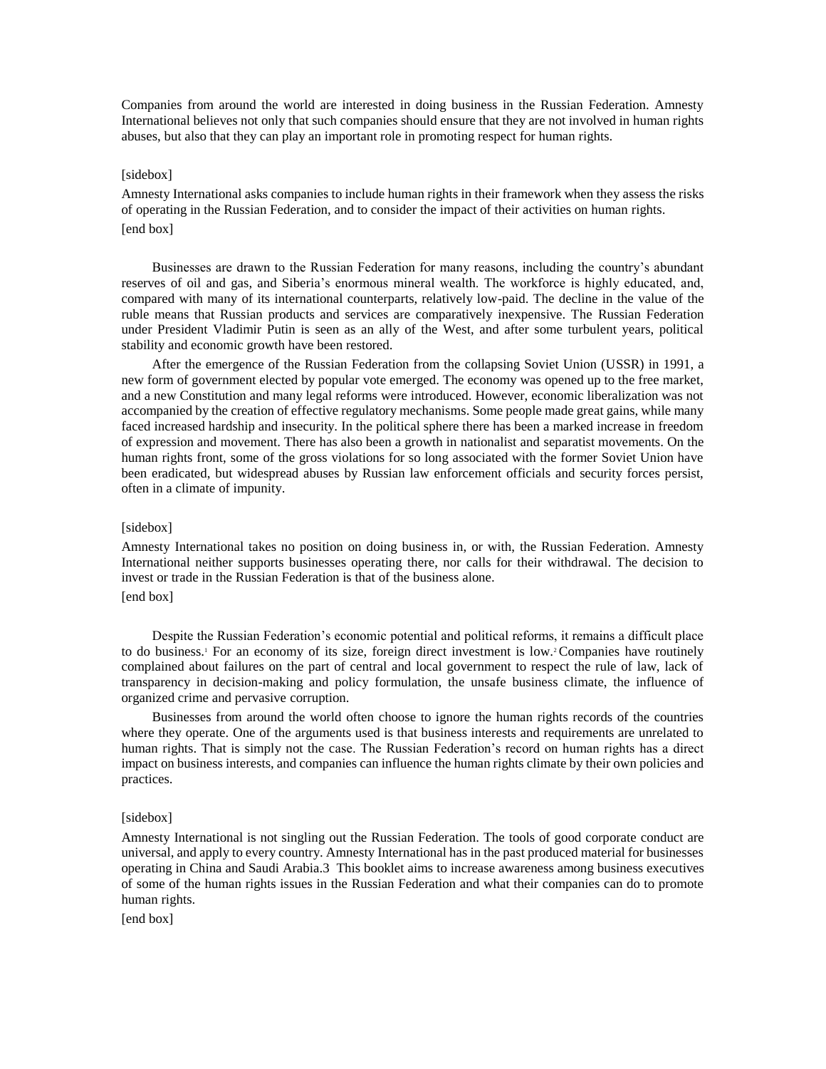Companies from around the world are interested in doing business in the Russian Federation. Amnesty International believes not only that such companies should ensure that they are not involved in human rights abuses, but also that they can play an important role in promoting respect for human rights.

[sidebox]

Amnesty International asks companies to include human rights in their framework when they assess the risks of operating in the Russian Federation, and to consider the impact of their activities on human rights.

[end box]

Businesses are drawn to the Russian Federation for many reasons, including the country's abundant reserves of oil and gas, and Siberia's enormous mineral wealth. The workforce is highly educated, and, compared with many of its international counterparts, relatively low-paid. The decline in the value of the ruble means that Russian products and services are comparatively inexpensive. The Russian Federation under President Vladimir Putin is seen as an ally of the West, and after some turbulent years, political stability and economic growth have been restored.

After the emergence of the Russian Federation from the collapsing Soviet Union (USSR) in 1991, a new form of government elected by popular vote emerged. The economy was opened up to the free market, and a new Constitution and many legal reforms were introduced. However, economic liberalization was not accompanied by the creation of effective regulatory mechanisms. Some people made great gains, while many faced increased hardship and insecurity. In the political sphere there has been a marked increase in freedom of expression and movement. There has also been a growth in nationalist and separatist movements. On the human rights front, some of the gross violations for so long associated with the former Soviet Union have been eradicated, but widespread abuses by Russian law enforcement officials and security forces persist, often in a climate of impunity.

[sidebox]

Amnesty International takes no position on doing business in, or with, the Russian Federation. Amnesty International neither supports businesses operating there, nor calls for their withdrawal. The decision to invest or trade in the Russian Federation is that of the business alone.

[end box]

Despite the Russian Federation's economic potential and political reforms, it remains a difficult place to do business.[1] For an economy of its size, foreign direct investment is low.[2] Companies have routinely complained about failures on the part of central and local government to respect the rule of law, lack of transparency in decision-making and policy formulation, the unsafe business climate, the influence of organized crime and pervasive corruption.

Businesses from around the world often choose to ignore the human rights records of the countries where they operate. One of the arguments used is that business interests and requirements are unrelated to human rights. That is simply not the case. The Russian Federation's record on human rights has a direct impact on business interests, and companies can influence the human rights climate by their own policies and practices.

[sidebox]

Amnesty International is not singling out the Russian Federation. The tools of good corporate conduct are universal, and apply to every country. Amnesty International has in the past produced material for businesses operating in China and Saudi Arabia.3 This booklet aims to increase awareness among business executives of some of the human rights issues in the Russian Federation and what their companies can do to promote human rights.

[end box]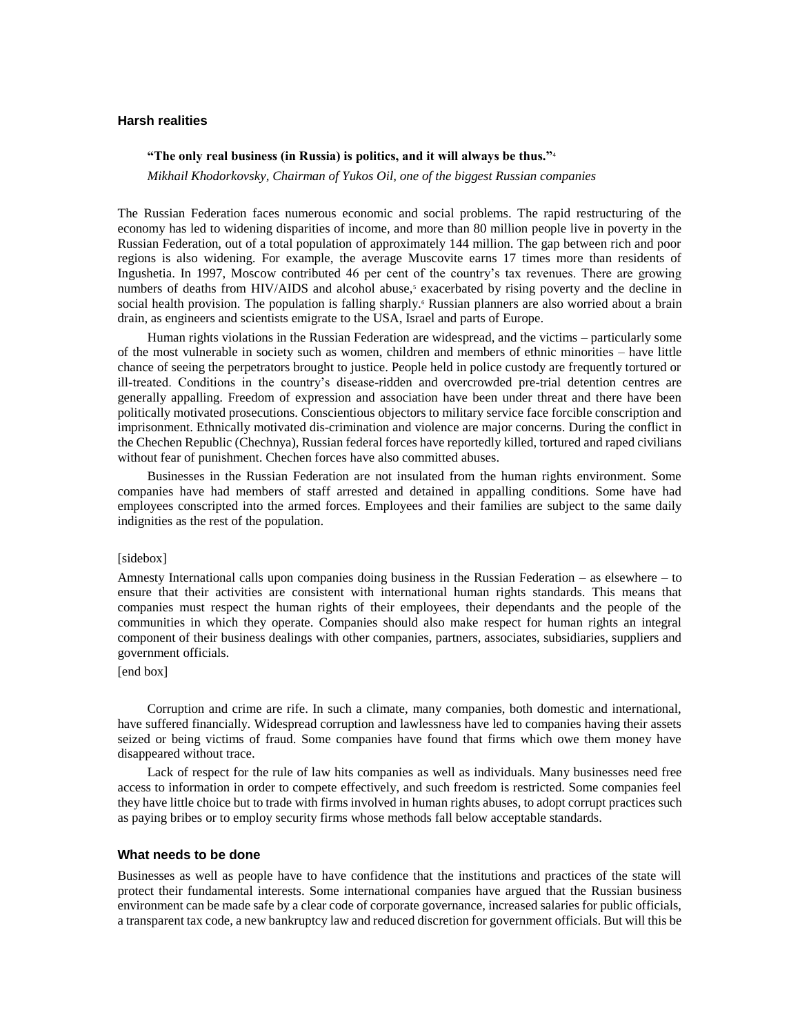## Harsh realities

> **"The only real business (in Russia) is politics, and it will always be thus."**[4]
>
> *Mikhail Khodorkovsky, Chairman of Yukos Oil, one of the biggest Russian companies*

The Russian Federation faces numerous economic and social problems. The rapid restructuring of the economy has led to widening disparities of income, and more than 80 million people live in poverty in the Russian Federation, out of a total population of approximately 144 million. The gap between rich and poor regions is also widening. For example, the average Muscovite earns 17 times more than residents of Ingushetia. In 1997, Moscow contributed 46 per cent of the country's tax revenues. There are growing numbers of deaths from HIV/AIDS and alcohol abuse,[5] exacerbated by rising poverty and the decline in social health provision. The population is falling sharply.[6] Russian planners are also worried about a brain drain, as engineers and scientists emigrate to the USA, Israel and parts of Europe.

Human rights violations in the Russian Federation are widespread, and the victims – particularly some of the most vulnerable in society such as women, children and members of ethnic minorities – have little chance of seeing the perpetrators brought to justice. People held in police custody are frequently tortured or ill-treated. Conditions in the country's disease-ridden and overcrowded pre-trial detention centres are generally appalling. Freedom of expression and association have been under threat and there have been politically motivated prosecutions. Conscientious objectors to military service face forcible conscription and imprisonment. Ethnically motivated dis-crimination and violence are major concerns. During the conflict in the Chechen Republic (Chechnya), Russian federal forces have reportedly killed, tortured and raped civilians without fear of punishment. Chechen forces have also committed abuses.

Businesses in the Russian Federation are not insulated from the human rights environment. Some companies have had members of staff arrested and detained in appalling conditions. Some have had employees conscripted into the armed forces. Employees and their families are subject to the same daily indignities as the rest of the population.

[sidebox]

Amnesty International calls upon companies doing business in the Russian Federation – as elsewhere – to ensure that their activities are consistent with international human rights standards. This means that companies must respect the human rights of their employees, their dependants and the people of the communities in which they operate. Companies should also make respect for human rights an integral component of their business dealings with other companies, partners, associates, subsidiaries, suppliers and government officials.

[end box]

Corruption and crime are rife. In such a climate, many companies, both domestic and international, have suffered financially. Widespread corruption and lawlessness have led to companies having their assets seized or being victims of fraud. Some companies have found that firms which owe them money have disappeared without trace.

Lack of respect for the rule of law hits companies as well as individuals. Many businesses need free access to information in order to compete effectively, and such freedom is restricted. Some companies feel they have little choice but to trade with firms involved in human rights abuses, to adopt corrupt practices such as paying bribes or to employ security firms whose methods fall below acceptable standards.

## What needs to be done

Businesses as well as people have to have confidence that the institutions and practices of the state will protect their fundamental interests. Some international companies have argued that the Russian business environment can be made safe by a clear code of corporate governance, increased salaries for public officials, a transparent tax code, a new bankruptcy law and reduced discretion for government officials. But will this be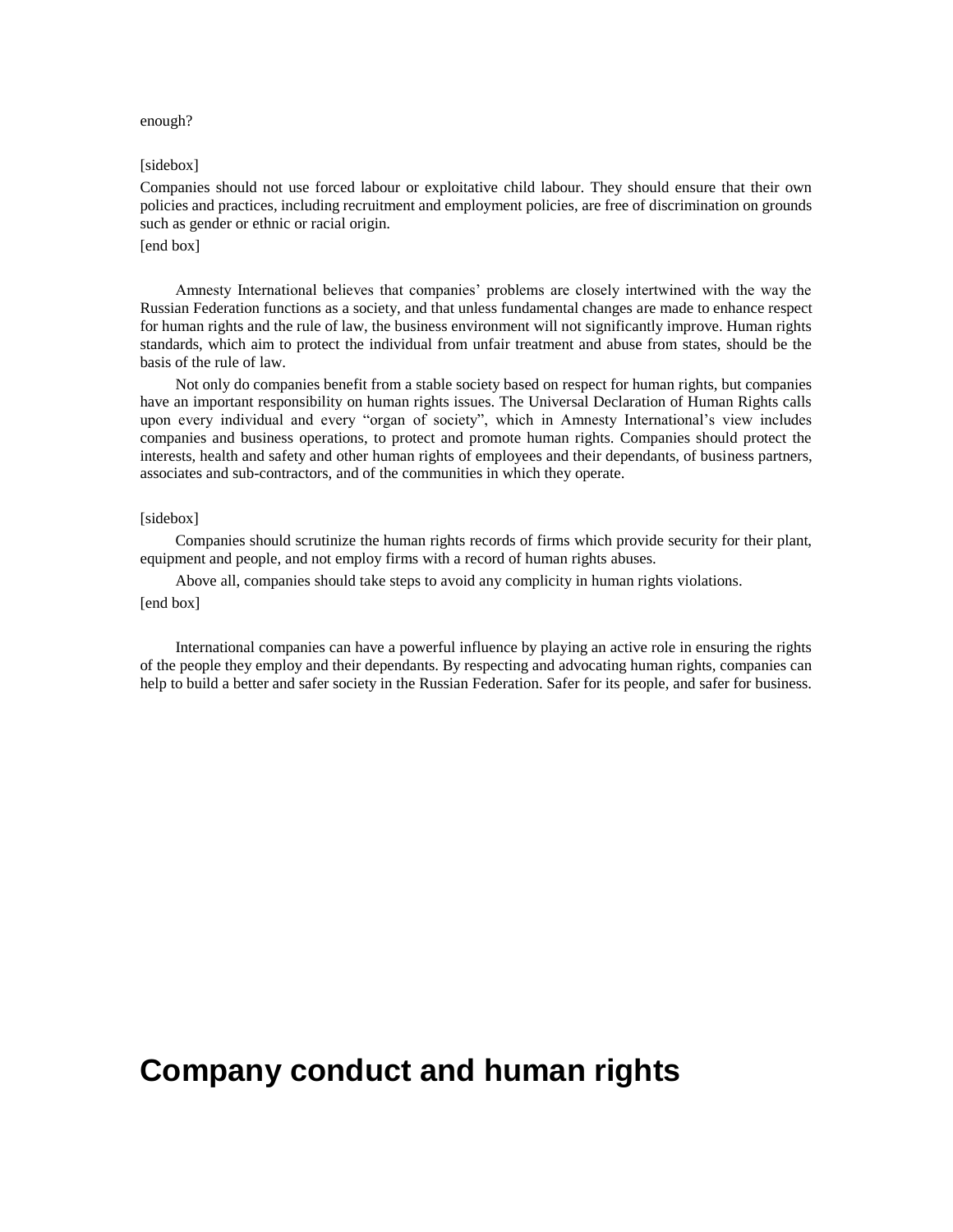enough?

[sidebox]

Companies should not use forced labour or exploitative child labour. They should ensure that their own policies and practices, including recruitment and employment policies, are free of discrimination on grounds such as gender or ethnic or racial origin.

[end box]

Amnesty International believes that companies' problems are closely intertwined with the way the Russian Federation functions as a society, and that unless fundamental changes are made to enhance respect for human rights and the rule of law, the business environment will not significantly improve. Human rights standards, which aim to protect the individual from unfair treatment and abuse from states, should be the basis of the rule of law.

Not only do companies benefit from a stable society based on respect for human rights, but companies have an important responsibility on human rights issues. The Universal Declaration of Human Rights calls upon every individual and every "organ of society", which in Amnesty International's view includes companies and business operations, to protect and promote human rights. Companies should protect the interests, health and safety and other human rights of employees and their dependants, of business partners, associates and sub-contractors, and of the communities in which they operate.

[sidebox]

Companies should scrutinize the human rights records of firms which provide security for their plant, equipment and people, and not employ firms with a record of human rights abuses.

Above all, companies should take steps to avoid any complicity in human rights violations.

[end box]

International companies can have a powerful influence by playing an active role in ensuring the rights of the people they employ and their dependants. By respecting and advocating human rights, companies can help to build a better and safer society in the Russian Federation. Safer for its people, and safer for business.

# Company conduct and human rights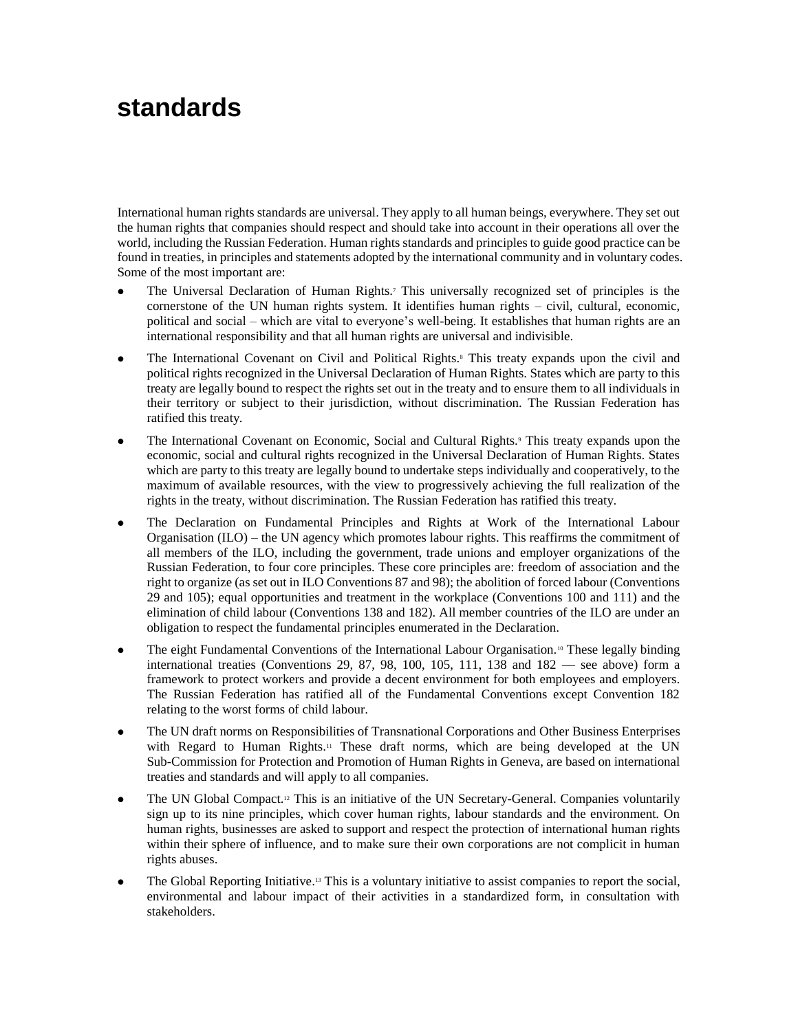# standards

International human rights standards are universal. They apply to all human beings, everywhere. They set out the human rights that companies should respect and should take into account in their operations all over the world, including the Russian Federation. Human rights standards and principles to guide good practice can be found in treaties, in principles and statements adopted by the international community and in voluntary codes. Some of the most important are:

- The Universal Declaration of Human Rights.[7] This universally recognized set of principles is the cornerstone of the UN human rights system. It identifies human rights – civil, cultural, economic, political and social – which are vital to everyone's well-being. It establishes that human rights are an international responsibility and that all human rights are universal and indivisible.
- The International Covenant on Civil and Political Rights.[8] This treaty expands upon the civil and political rights recognized in the Universal Declaration of Human Rights. States which are party to this treaty are legally bound to respect the rights set out in the treaty and to ensure them to all individuals in their territory or subject to their jurisdiction, without discrimination. The Russian Federation has ratified this treaty.
- The International Covenant on Economic, Social and Cultural Rights.[9] This treaty expands upon the economic, social and cultural rights recognized in the Universal Declaration of Human Rights. States which are party to this treaty are legally bound to undertake steps individually and cooperatively, to the maximum of available resources, with the view to progressively achieving the full realization of the rights in the treaty, without discrimination. The Russian Federation has ratified this treaty.
- The Declaration on Fundamental Principles and Rights at Work of the International Labour Organisation (ILO) – the UN agency which promotes labour rights. This reaffirms the commitment of all members of the ILO, including the government, trade unions and employer organizations of the Russian Federation, to four core principles. These core principles are: freedom of association and the right to organize (as set out in ILO Conventions 87 and 98); the abolition of forced labour (Conventions 29 and 105); equal opportunities and treatment in the workplace (Conventions 100 and 111) and the elimination of child labour (Conventions 138 and 182). All member countries of the ILO are under an obligation to respect the fundamental principles enumerated in the Declaration.
- The eight Fundamental Conventions of the International Labour Organisation.[10] These legally binding international treaties (Conventions 29, 87, 98, 100, 105, 111, 138 and 182 — see above) form a framework to protect workers and provide a decent environment for both employees and employers. The Russian Federation has ratified all of the Fundamental Conventions except Convention 182 relating to the worst forms of child labour.
- The UN draft norms on Responsibilities of Transnational Corporations and Other Business Enterprises with Regard to Human Rights.[11] These draft norms, which are being developed at the UN Sub-Commission for Protection and Promotion of Human Rights in Geneva, are based on international treaties and standards and will apply to all companies.
- The UN Global Compact.[12] This is an initiative of the UN Secretary-General. Companies voluntarily sign up to its nine principles, which cover human rights, labour standards and the environment. On human rights, businesses are asked to support and respect the protection of international human rights within their sphere of influence, and to make sure their own corporations are not complicit in human rights abuses.
- The Global Reporting Initiative.[13] This is a voluntary initiative to assist companies to report the social, environmental and labour impact of their activities in a standardized form, in consultation with stakeholders.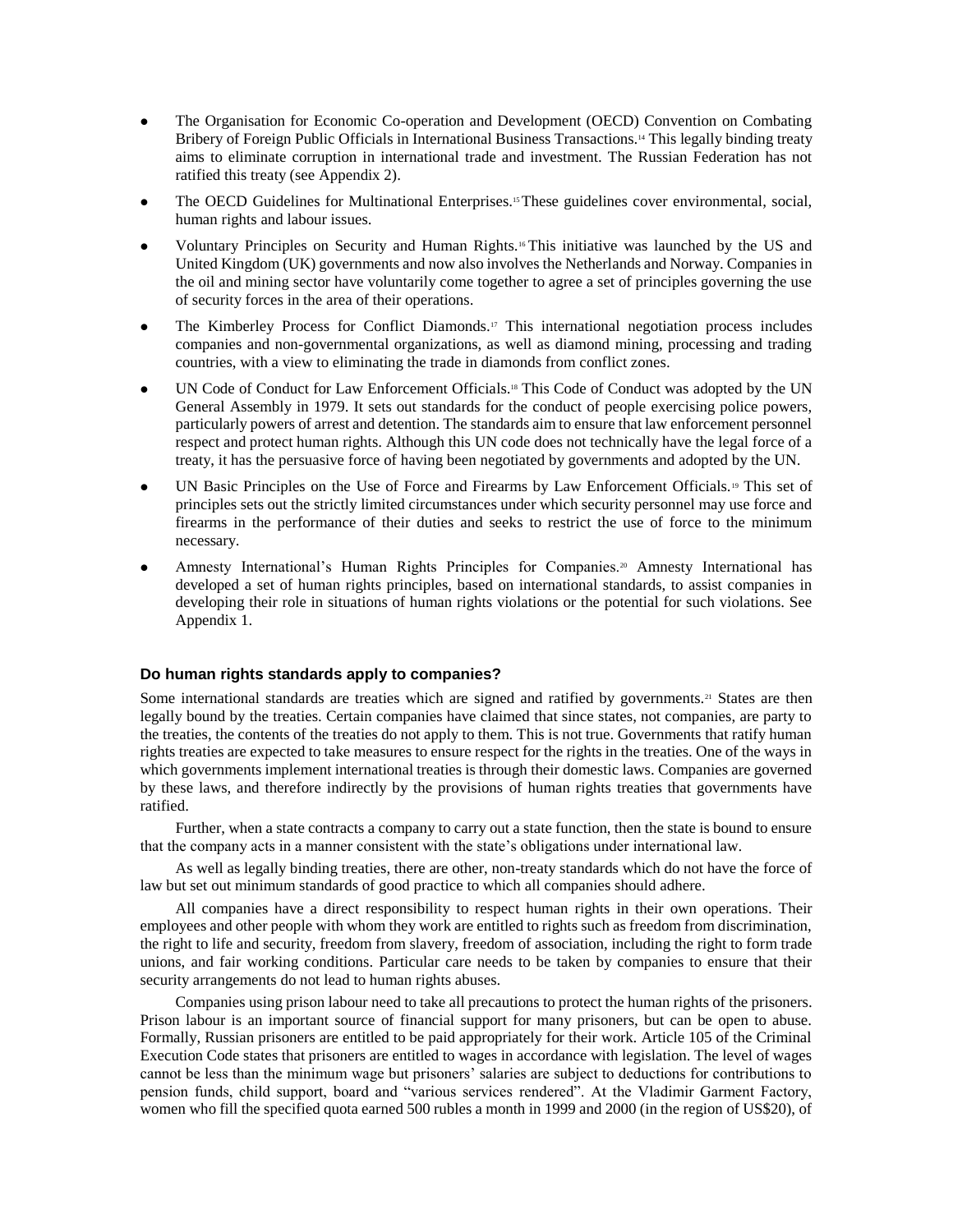- The Organisation for Economic Co-operation and Development (OECD) Convention on Combating Bribery of Foreign Public Officials in International Business Transactions.[14] This legally binding treaty aims to eliminate corruption in international trade and investment. The Russian Federation has not ratified this treaty (see Appendix 2).
- The OECD Guidelines for Multinational Enterprises.[15] These guidelines cover environmental, social, human rights and labour issues.
- Voluntary Principles on Security and Human Rights.[16] This initiative was launched by the US and United Kingdom (UK) governments and now also involves the Netherlands and Norway. Companies in the oil and mining sector have voluntarily come together to agree a set of principles governing the use of security forces in the area of their operations.
- The Kimberley Process for Conflict Diamonds.[17] This international negotiation process includes companies and non-governmental organizations, as well as diamond mining, processing and trading countries, with a view to eliminating the trade in diamonds from conflict zones.
- UN Code of Conduct for Law Enforcement Officials.[18] This Code of Conduct was adopted by the UN General Assembly in 1979. It sets out standards for the conduct of people exercising police powers, particularly powers of arrest and detention. The standards aim to ensure that law enforcement personnel respect and protect human rights. Although this UN code does not technically have the legal force of a treaty, it has the persuasive force of having been negotiated by governments and adopted by the UN.
- UN Basic Principles on the Use of Force and Firearms by Law Enforcement Officials.[19] This set of principles sets out the strictly limited circumstances under which security personnel may use force and firearms in the performance of their duties and seeks to restrict the use of force to the minimum necessary.
- Amnesty International's Human Rights Principles for Companies.[20] Amnesty International has developed a set of human rights principles, based on international standards, to assist companies in developing their role in situations of human rights violations or the potential for such violations. See Appendix 1.

### Do human rights standards apply to companies?

Some international standards are treaties which are signed and ratified by governments.[21] States are then legally bound by the treaties. Certain companies have claimed that since states, not companies, are party to the treaties, the contents of the treaties do not apply to them. This is not true. Governments that ratify human rights treaties are expected to take measures to ensure respect for the rights in the treaties. One of the ways in which governments implement international treaties is through their domestic laws. Companies are governed by these laws, and therefore indirectly by the provisions of human rights treaties that governments have ratified.

Further, when a state contracts a company to carry out a state function, then the state is bound to ensure that the company acts in a manner consistent with the state's obligations under international law.

As well as legally binding treaties, there are other, non-treaty standards which do not have the force of law but set out minimum standards of good practice to which all companies should adhere.

All companies have a direct responsibility to respect human rights in their own operations. Their employees and other people with whom they work are entitled to rights such as freedom from discrimination, the right to life and security, freedom from slavery, freedom of association, including the right to form trade unions, and fair working conditions. Particular care needs to be taken by companies to ensure that their security arrangements do not lead to human rights abuses.

Companies using prison labour need to take all precautions to protect the human rights of the prisoners. Prison labour is an important source of financial support for many prisoners, but can be open to abuse. Formally, Russian prisoners are entitled to be paid appropriately for their work. Article 105 of the Criminal Execution Code states that prisoners are entitled to wages in accordance with legislation. The level of wages cannot be less than the minimum wage but prisoners' salaries are subject to deductions for contributions to pension funds, child support, board and "various services rendered". At the Vladimir Garment Factory, women who fill the specified quota earned 500 rubles a month in 1999 and 2000 (in the region of US$20), of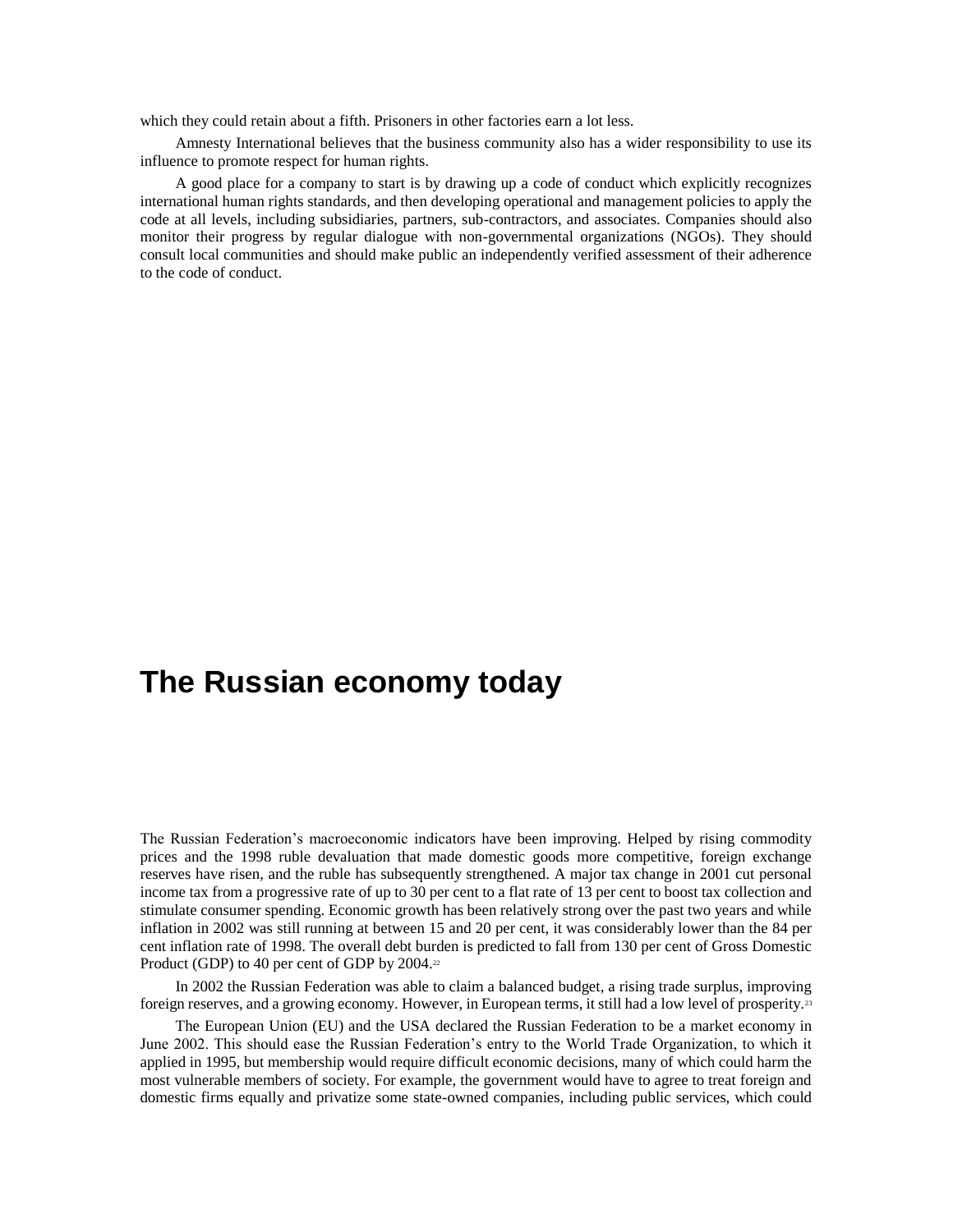which they could retain about a fifth. Prisoners in other factories earn a lot less.

Amnesty International believes that the business community also has a wider responsibility to use its influence to promote respect for human rights.

A good place for a company to start is by drawing up a code of conduct which explicitly recognizes international human rights standards, and then developing operational and management policies to apply the code at all levels, including subsidiaries, partners, sub-contractors, and associates. Companies should also monitor their progress by regular dialogue with non-governmental organizations (NGOs). They should consult local communities and should make public an independently verified assessment of their adherence to the code of conduct.

# The Russian economy today

The Russian Federation's macroeconomic indicators have been improving. Helped by rising commodity prices and the 1998 ruble devaluation that made domestic goods more competitive, foreign exchange reserves have risen, and the ruble has subsequently strengthened. A major tax change in 2001 cut personal income tax from a progressive rate of up to 30 per cent to a flat rate of 13 per cent to boost tax collection and stimulate consumer spending. Economic growth has been relatively strong over the past two years and while inflation in 2002 was still running at between 15 and 20 per cent, it was considerably lower than the 84 per cent inflation rate of 1998. The overall debt burden is predicted to fall from 130 per cent of Gross Domestic Product (GDP) to 40 per cent of GDP by 2004.[22]

In 2002 the Russian Federation was able to claim a balanced budget, a rising trade surplus, improving foreign reserves, and a growing economy. However, in European terms, it still had a low level of prosperity.[23]

The European Union (EU) and the USA declared the Russian Federation to be a market economy in June 2002. This should ease the Russian Federation's entry to the World Trade Organization, to which it applied in 1995, but membership would require difficult economic decisions, many of which could harm the most vulnerable members of society. For example, the government would have to agree to treat foreign and domestic firms equally and privatize some state-owned companies, including public services, which could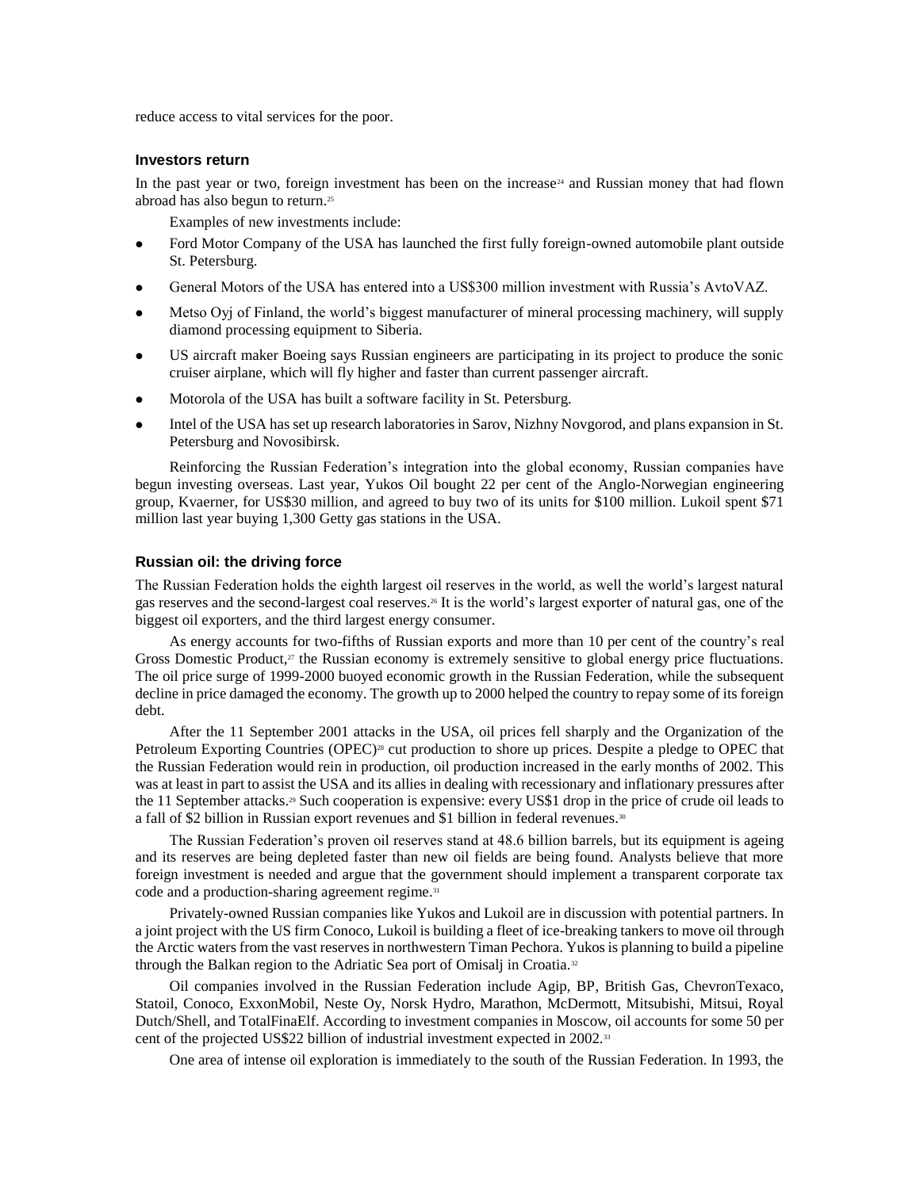reduce access to vital services for the poor.

### Investors return

In the past year or two, foreign investment has been on the increase[24] and Russian money that had flown abroad has also begun to return.[25]

Examples of new investments include:

- Ford Motor Company of the USA has launched the first fully foreign-owned automobile plant outside St. Petersburg.
- General Motors of the USA has entered into a US$300 million investment with Russia's AvtoVAZ.
- Metso Oyj of Finland, the world's biggest manufacturer of mineral processing machinery, will supply diamond processing equipment to Siberia.
- US aircraft maker Boeing says Russian engineers are participating in its project to produce the sonic cruiser airplane, which will fly higher and faster than current passenger aircraft.
- Motorola of the USA has built a software facility in St. Petersburg.
- Intel of the USA has set up research laboratories in Sarov, Nizhny Novgorod, and plans expansion in St. Petersburg and Novosibirsk.

Reinforcing the Russian Federation's integration into the global economy, Russian companies have begun investing overseas. Last year, Yukos Oil bought 22 per cent of the Anglo-Norwegian engineering group, Kvaerner, for US$30 million, and agreed to buy two of its units for $100 million. Lukoil spent $71 million last year buying 1,300 Getty gas stations in the USA.

### Russian oil: the driving force

The Russian Federation holds the eighth largest oil reserves in the world, as well the world's largest natural gas reserves and the second-largest coal reserves.[26] It is the world's largest exporter of natural gas, one of the biggest oil exporters, and the third largest energy consumer.

As energy accounts for two-fifths of Russian exports and more than 10 per cent of the country's real Gross Domestic Product,[27] the Russian economy is extremely sensitive to global energy price fluctuations. The oil price surge of 1999-2000 buoyed economic growth in the Russian Federation, while the subsequent decline in price damaged the economy. The growth up to 2000 helped the country to repay some of its foreign debt.

After the 11 September 2001 attacks in the USA, oil prices fell sharply and the Organization of the Petroleum Exporting Countries (OPEC)[28] cut production to shore up prices. Despite a pledge to OPEC that the Russian Federation would rein in production, oil production increased in the early months of 2002. This was at least in part to assist the USA and its allies in dealing with recessionary and inflationary pressures after the 11 September attacks.[29] Such cooperation is expensive: every US$1 drop in the price of crude oil leads to a fall of $2 billion in Russian export revenues and $1 billion in federal revenues.[30]

The Russian Federation's proven oil reserves stand at 48.6 billion barrels, but its equipment is ageing and its reserves are being depleted faster than new oil fields are being found. Analysts believe that more foreign investment is needed and argue that the government should implement a transparent corporate tax code and a production-sharing agreement regime.[31]

Privately-owned Russian companies like Yukos and Lukoil are in discussion with potential partners. In a joint project with the US firm Conoco, Lukoil is building a fleet of ice-breaking tankers to move oil through the Arctic waters from the vast reserves in northwestern Timan Pechora. Yukos is planning to build a pipeline through the Balkan region to the Adriatic Sea port of Omisalj in Croatia.[32]

Oil companies involved in the Russian Federation include Agip, BP, British Gas, ChevronTexaco, Statoil, Conoco, ExxonMobil, Neste Oy, Norsk Hydro, Marathon, McDermott, Mitsubishi, Mitsui, Royal Dutch/Shell, and TotalFinaElf. According to investment companies in Moscow, oil accounts for some 50 per cent of the projected US$22 billion of industrial investment expected in 2002.[33]

One area of intense oil exploration is immediately to the south of the Russian Federation. In 1993, the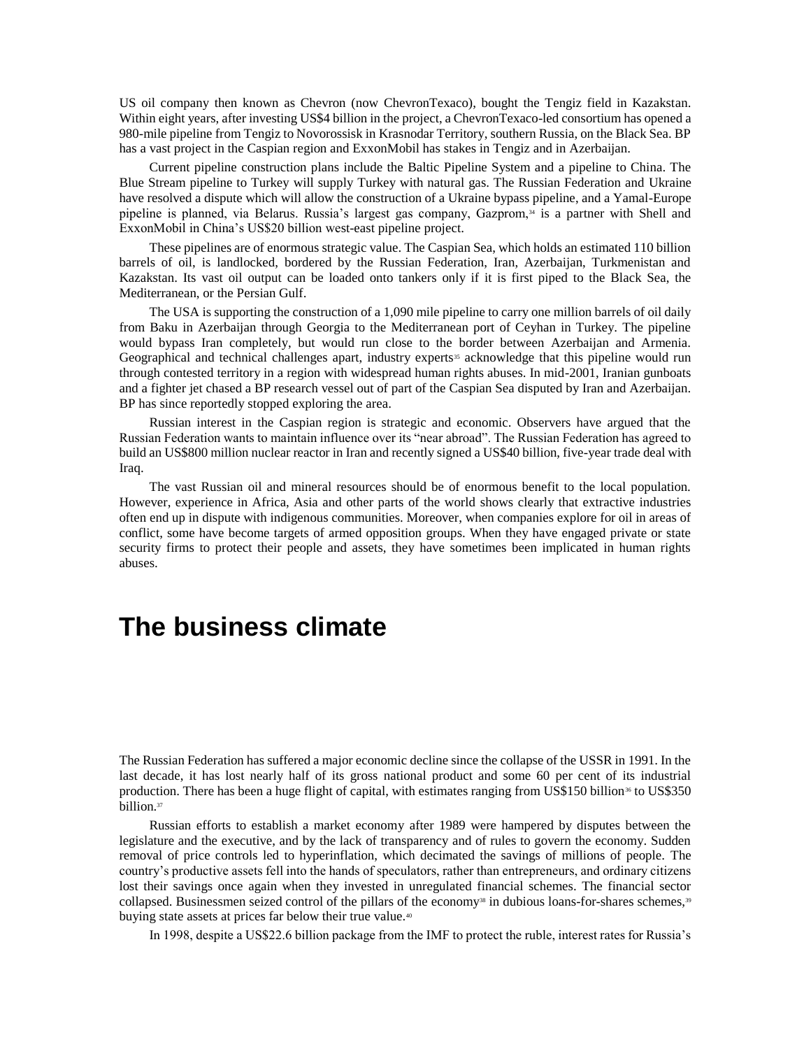US oil company then known as Chevron (now ChevronTexaco), bought the Tengiz field in Kazakstan. Within eight years, after investing US$4 billion in the project, a ChevronTexaco-led consortium has opened a 980-mile pipeline from Tengiz to Novorossisk in Krasnodar Territory, southern Russia, on the Black Sea. BP has a vast project in the Caspian region and ExxonMobil has stakes in Tengiz and in Azerbaijan.

Current pipeline construction plans include the Baltic Pipeline System and a pipeline to China. The Blue Stream pipeline to Turkey will supply Turkey with natural gas. The Russian Federation and Ukraine have resolved a dispute which will allow the construction of a Ukraine bypass pipeline, and a Yamal-Europe pipeline is planned, via Belarus. Russia's largest gas company, Gazprom,[34] is a partner with Shell and ExxonMobil in China's US$20 billion west-east pipeline project.

These pipelines are of enormous strategic value. The Caspian Sea, which holds an estimated 110 billion barrels of oil, is landlocked, bordered by the Russian Federation, Iran, Azerbaijan, Turkmenistan and Kazakstan. Its vast oil output can be loaded onto tankers only if it is first piped to the Black Sea, the Mediterranean, or the Persian Gulf.

The USA is supporting the construction of a 1,090 mile pipeline to carry one million barrels of oil daily from Baku in Azerbaijan through Georgia to the Mediterranean port of Ceyhan in Turkey. The pipeline would bypass Iran completely, but would run close to the border between Azerbaijan and Armenia. Geographical and technical challenges apart, industry experts[35] acknowledge that this pipeline would run through contested territory in a region with widespread human rights abuses. In mid-2001, Iranian gunboats and a fighter jet chased a BP research vessel out of part of the Caspian Sea disputed by Iran and Azerbaijan. BP has since reportedly stopped exploring the area.

Russian interest in the Caspian region is strategic and economic. Observers have argued that the Russian Federation wants to maintain influence over its "near abroad". The Russian Federation has agreed to build an US$800 million nuclear reactor in Iran and recently signed a US$40 billion, five-year trade deal with Iraq.

The vast Russian oil and mineral resources should be of enormous benefit to the local population. However, experience in Africa, Asia and other parts of the world shows clearly that extractive industries often end up in dispute with indigenous communities. Moreover, when companies explore for oil in areas of conflict, some have become targets of armed opposition groups. When they have engaged private or state security firms to protect their people and assets, they have sometimes been implicated in human rights abuses.

# The business climate

The Russian Federation has suffered a major economic decline since the collapse of the USSR in 1991. In the last decade, it has lost nearly half of its gross national product and some 60 per cent of its industrial production. There has been a huge flight of capital, with estimates ranging from US$150 billion[36] to US$350 billion.[37]

Russian efforts to establish a market economy after 1989 were hampered by disputes between the legislature and the executive, and by the lack of transparency and of rules to govern the economy. Sudden removal of price controls led to hyperinflation, which decimated the savings of millions of people. The country's productive assets fell into the hands of speculators, rather than entrepreneurs, and ordinary citizens lost their savings once again when they invested in unregulated financial schemes. The financial sector collapsed. Businessmen seized control of the pillars of the economy[38] in dubious loans-for-shares schemes,[39] buying state assets at prices far below their true value.[40]

In 1998, despite a US$22.6 billion package from the IMF to protect the ruble, interest rates for Russia's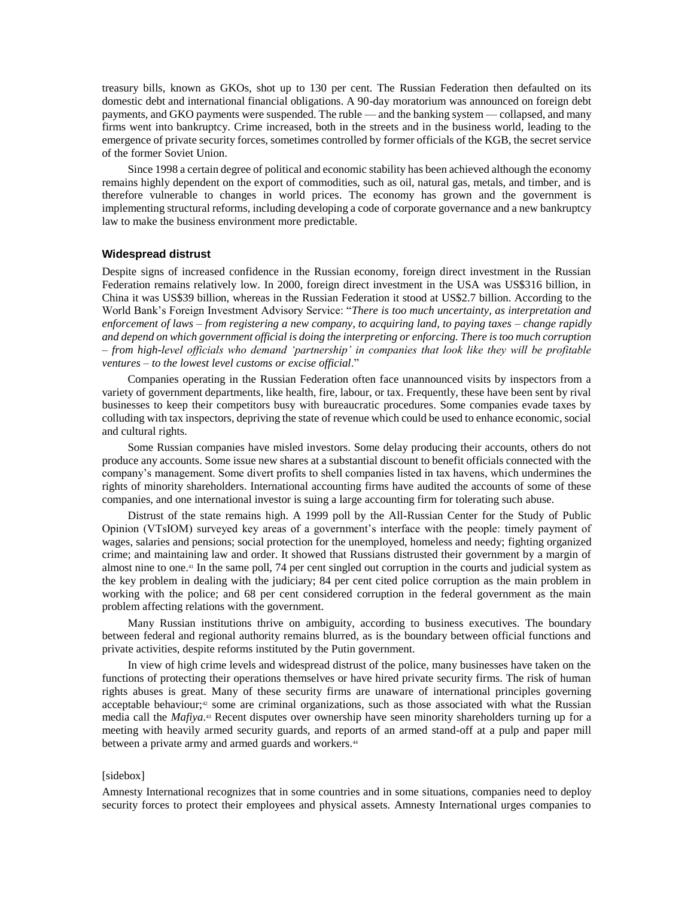treasury bills, known as GKOs, shot up to 130 per cent. The Russian Federation then defaulted on its domestic debt and international financial obligations. A 90-day moratorium was announced on foreign debt payments, and GKO payments were suspended. The ruble — and the banking system — collapsed, and many firms went into bankruptcy. Crime increased, both in the streets and in the business world, leading to the emergence of private security forces, sometimes controlled by former officials of the KGB, the secret service of the former Soviet Union.

Since 1998 a certain degree of political and economic stability has been achieved although the economy remains highly dependent on the export of commodities, such as oil, natural gas, metals, and timber, and is therefore vulnerable to changes in world prices. The economy has grown and the government is implementing structural reforms, including developing a code of corporate governance and a new bankruptcy law to make the business environment more predictable.

### Widespread distrust

Despite signs of increased confidence in the Russian economy, foreign direct investment in the Russian Federation remains relatively low. In 2000, foreign direct investment in the USA was US$316 billion, in China it was US$39 billion, whereas in the Russian Federation it stood at US$2.7 billion. According to the World Bank's Foreign Investment Advisory Service: "*There is too much uncertainty, as interpretation and enforcement of laws – from registering a new company, to acquiring land, to paying taxes – change rapidly and depend on which government official is doing the interpreting or enforcing. There is too much corruption – from high-level officials who demand 'partnership' in companies that look like they will be profitable ventures – to the lowest level customs or excise official*."

Companies operating in the Russian Federation often face unannounced visits by inspectors from a variety of government departments, like health, fire, labour, or tax. Frequently, these have been sent by rival businesses to keep their competitors busy with bureaucratic procedures. Some companies evade taxes by colluding with tax inspectors, depriving the state of revenue which could be used to enhance economic, social and cultural rights.

Some Russian companies have misled investors. Some delay producing their accounts, others do not produce any accounts. Some issue new shares at a substantial discount to benefit officials connected with the company's management. Some divert profits to shell companies listed in tax havens, which undermines the rights of minority shareholders. International accounting firms have audited the accounts of some of these companies, and one international investor is suing a large accounting firm for tolerating such abuse.

Distrust of the state remains high. A 1999 poll by the All-Russian Center for the Study of Public Opinion (VTsIOM) surveyed key areas of a government's interface with the people: timely payment of wages, salaries and pensions; social protection for the unemployed, homeless and needy; fighting organized crime; and maintaining law and order. It showed that Russians distrusted their government by a margin of almost nine to one.[41] In the same poll, 74 per cent singled out corruption in the courts and judicial system as the key problem in dealing with the judiciary; 84 per cent cited police corruption as the main problem in working with the police; and 68 per cent considered corruption in the federal government as the main problem affecting relations with the government.

Many Russian institutions thrive on ambiguity, according to business executives. The boundary between federal and regional authority remains blurred, as is the boundary between official functions and private activities, despite reforms instituted by the Putin government.

In view of high crime levels and widespread distrust of the police, many businesses have taken on the functions of protecting their operations themselves or have hired private security firms. The risk of human rights abuses is great. Many of these security firms are unaware of international principles governing acceptable behaviour;[42] some are criminal organizations, such as those associated with what the Russian media call the *Mafiya*.[43] Recent disputes over ownership have seen minority shareholders turning up for a meeting with heavily armed security guards, and reports of an armed stand-off at a pulp and paper mill between a private army and armed guards and workers.[44]

[sidebox]

Amnesty International recognizes that in some countries and in some situations, companies need to deploy security forces to protect their employees and physical assets. Amnesty International urges companies to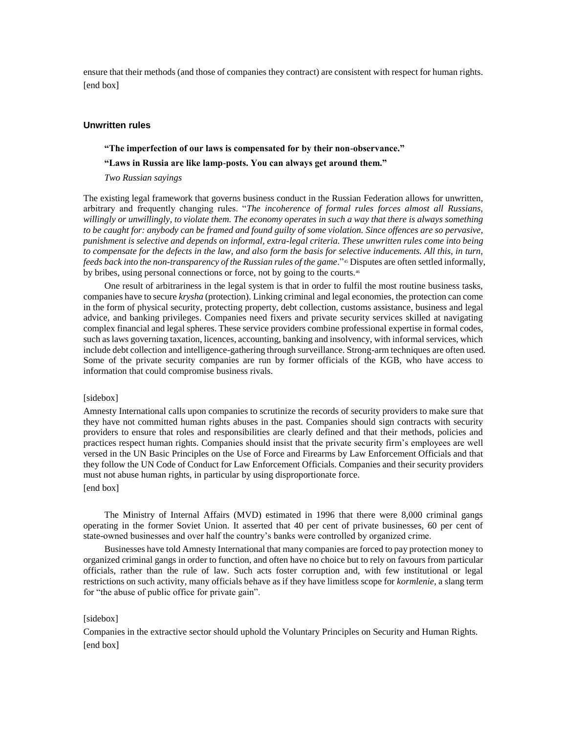ensure that their methods (and those of companies they contract) are consistent with respect for human rights.
[end box]

### Unwritten rules

> **"The imperfection of our laws is compensated for by their non-observance."**
>
> **"Laws in Russia are like lamp-posts. You can always get around them."**
>
> *Two Russian sayings*

The existing legal framework that governs business conduct in the Russian Federation allows for unwritten, arbitrary and frequently changing rules. "*The incoherence of formal rules forces almost all Russians, willingly or unwillingly, to violate them. The economy operates in such a way that there is always something to be caught for: anybody can be framed and found guilty of some violation. Since offences are so pervasive, punishment is selective and depends on informal, extra-legal criteria. These unwritten rules come into being to compensate for the defects in the law, and also form the basis for selective inducements. All this, in turn, feeds back into the non-transparency of the Russian rules of the game*."[45] Disputes are often settled informally, by bribes, using personal connections or force, not by going to the courts.[46]

One result of arbitrariness in the legal system is that in order to fulfil the most routine business tasks, companies have to secure *krysha* (protection). Linking criminal and legal economies, the protection can come in the form of physical security, protecting property, debt collection, customs assistance, business and legal advice, and banking privileges. Companies need fixers and private security services skilled at navigating complex financial and legal spheres. These service providers combine professional expertise in formal codes, such as laws governing taxation, licences, accounting, banking and insolvency, with informal services, which include debt collection and intelligence-gathering through surveillance. Strong-arm techniques are often used. Some of the private security companies are run by former officials of the KGB, who have access to information that could compromise business rivals.

[sidebox]

Amnesty International calls upon companies to scrutinize the records of security providers to make sure that they have not committed human rights abuses in the past. Companies should sign contracts with security providers to ensure that roles and responsibilities are clearly defined and that their methods, policies and practices respect human rights. Companies should insist that the private security firm's employees are well versed in the UN Basic Principles on the Use of Force and Firearms by Law Enforcement Officials and that they follow the UN Code of Conduct for Law Enforcement Officials. Companies and their security providers must not abuse human rights, in particular by using disproportionate force.

[end box]

The Ministry of Internal Affairs (MVD) estimated in 1996 that there were 8,000 criminal gangs operating in the former Soviet Union. It asserted that 40 per cent of private businesses, 60 per cent of state-owned businesses and over half the country's banks were controlled by organized crime.

Businesses have told Amnesty International that many companies are forced to pay protection money to organized criminal gangs in order to function, and often have no choice but to rely on favours from particular officials, rather than the rule of law. Such acts foster corruption and, with few institutional or legal restrictions on such activity, many officials behave as if they have limitless scope for *kormlenie*, a slang term for "the abuse of public office for private gain".

[sidebox]

Companies in the extractive sector should uphold the Voluntary Principles on Security and Human Rights.

[end box]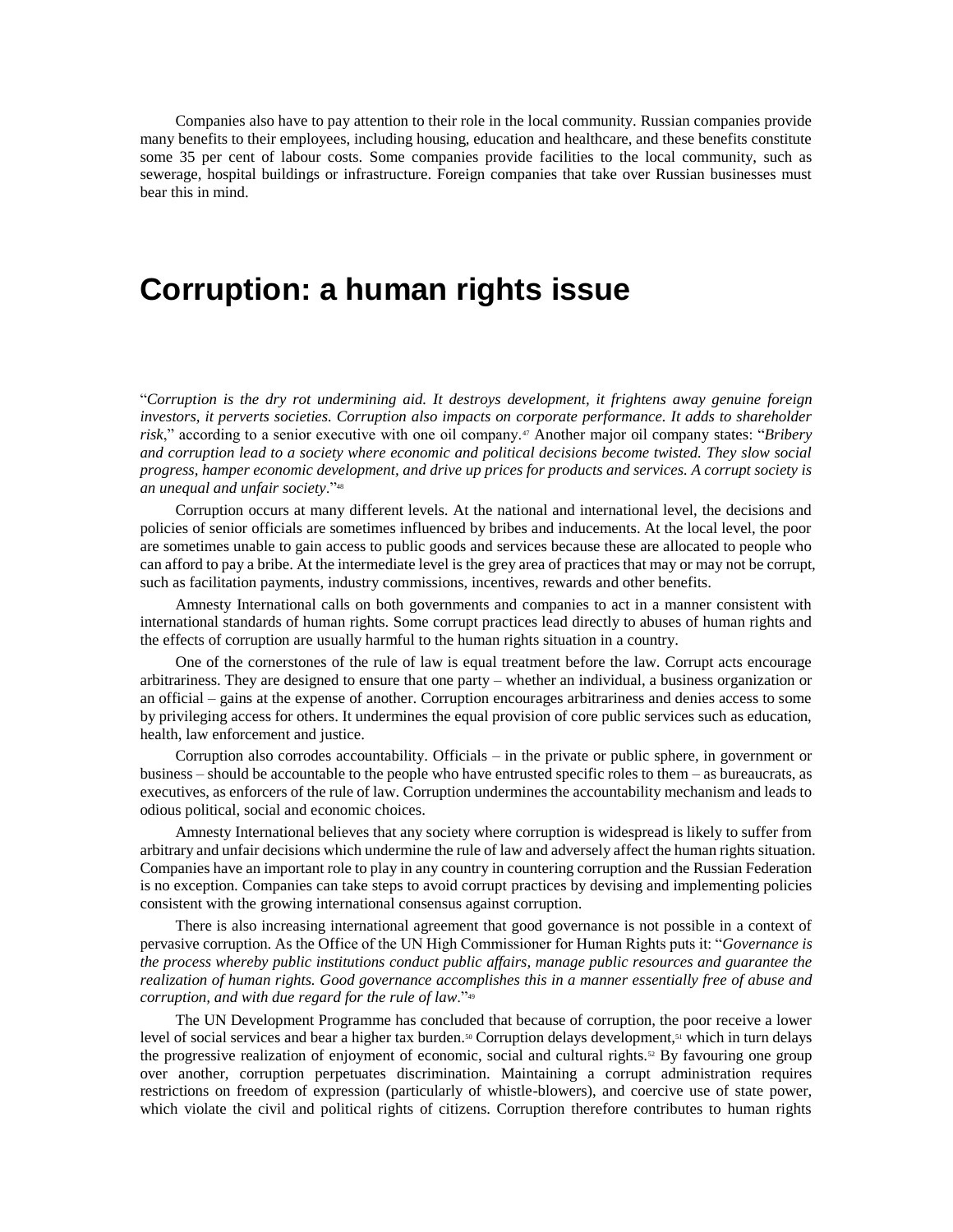Companies also have to pay attention to their role in the local community. Russian companies provide many benefits to their employees, including housing, education and healthcare, and these benefits constitute some 35 per cent of labour costs. Some companies provide facilities to the local community, such as sewerage, hospital buildings or infrastructure. Foreign companies that take over Russian businesses must bear this in mind.

# Corruption: a human rights issue

"*Corruption is the dry rot undermining aid. It destroys development, it frightens away genuine foreign investors, it perverts societies. Corruption also impacts on corporate performance. It adds to shareholder risk*," according to a senior executive with one oil company.[47] Another major oil company states: "*Bribery and corruption lead to a society where economic and political decisions become twisted. They slow social progress, hamper economic development, and drive up prices for products and services. A corrupt society is an unequal and unfair society*."[48]

Corruption occurs at many different levels. At the national and international level, the decisions and policies of senior officials are sometimes influenced by bribes and inducements. At the local level, the poor are sometimes unable to gain access to public goods and services because these are allocated to people who can afford to pay a bribe. At the intermediate level is the grey area of practices that may or may not be corrupt, such as facilitation payments, industry commissions, incentives, rewards and other benefits.

Amnesty International calls on both governments and companies to act in a manner consistent with international standards of human rights. Some corrupt practices lead directly to abuses of human rights and the effects of corruption are usually harmful to the human rights situation in a country.

One of the cornerstones of the rule of law is equal treatment before the law. Corrupt acts encourage arbitrariness. They are designed to ensure that one party – whether an individual, a business organization or an official – gains at the expense of another. Corruption encourages arbitrariness and denies access to some by privileging access for others. It undermines the equal provision of core public services such as education, health, law enforcement and justice.

Corruption also corrodes accountability. Officials – in the private or public sphere, in government or business – should be accountable to the people who have entrusted specific roles to them – as bureaucrats, as executives, as enforcers of the rule of law. Corruption undermines the accountability mechanism and leads to odious political, social and economic choices.

Amnesty International believes that any society where corruption is widespread is likely to suffer from arbitrary and unfair decisions which undermine the rule of law and adversely affect the human rights situation. Companies have an important role to play in any country in countering corruption and the Russian Federation is no exception. Companies can take steps to avoid corrupt practices by devising and implementing policies consistent with the growing international consensus against corruption.

There is also increasing international agreement that good governance is not possible in a context of pervasive corruption. As the Office of the UN High Commissioner for Human Rights puts it: "*Governance is the process whereby public institutions conduct public affairs, manage public resources and guarantee the realization of human rights. Good governance accomplishes this in a manner essentially free of abuse and corruption, and with due regard for the rule of law*."[49]

The UN Development Programme has concluded that because of corruption, the poor receive a lower level of social services and bear a higher tax burden.[50] Corruption delays development,[51] which in turn delays the progressive realization of enjoyment of economic, social and cultural rights.[52] By favouring one group over another, corruption perpetuates discrimination. Maintaining a corrupt administration requires restrictions on freedom of expression (particularly of whistle-blowers), and coercive use of state power, which violate the civil and political rights of citizens. Corruption therefore contributes to human rights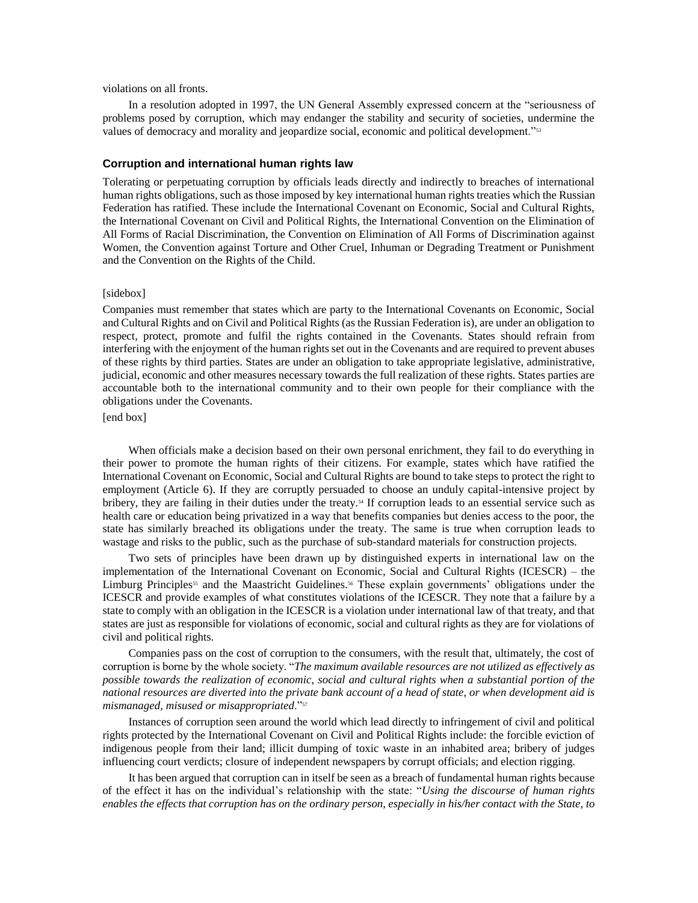violations on all fronts.

In a resolution adopted in 1997, the UN General Assembly expressed concern at the "seriousness of problems posed by corruption, which may endanger the stability and security of societies, undermine the values of democracy and morality and jeopardize social, economic and political development."[53]

### Corruption and international human rights law

Tolerating or perpetuating corruption by officials leads directly and indirectly to breaches of international human rights obligations, such as those imposed by key international human rights treaties which the Russian Federation has ratified. These include the International Covenant on Economic, Social and Cultural Rights, the International Covenant on Civil and Political Rights, the International Convention on the Elimination of All Forms of Racial Discrimination, the Convention on Elimination of All Forms of Discrimination against Women, the Convention against Torture and Other Cruel, Inhuman or Degrading Treatment or Punishment and the Convention on the Rights of the Child.

[sidebox]

Companies must remember that states which are party to the International Covenants on Economic, Social and Cultural Rights and on Civil and Political Rights (as the Russian Federation is), are under an obligation to respect, protect, promote and fulfil the rights contained in the Covenants. States should refrain from interfering with the enjoyment of the human rights set out in the Covenants and are required to prevent abuses of these rights by third parties. States are under an obligation to take appropriate legislative, administrative, judicial, economic and other measures necessary towards the full realization of these rights. States parties are accountable both to the international community and to their own people for their compliance with the obligations under the Covenants.

[end box]

When officials make a decision based on their own personal enrichment, they fail to do everything in their power to promote the human rights of their citizens. For example, states which have ratified the International Covenant on Economic, Social and Cultural Rights are bound to take steps to protect the right to employment (Article 6). If they are corruptly persuaded to choose an unduly capital-intensive project by bribery, they are failing in their duties under the treaty.[54] If corruption leads to an essential service such as health care or education being privatized in a way that benefits companies but denies access to the poor, the state has similarly breached its obligations under the treaty. The same is true when corruption leads to wastage and risks to the public, such as the purchase of sub-standard materials for construction projects.

Two sets of principles have been drawn up by distinguished experts in international law on the implementation of the International Covenant on Economic, Social and Cultural Rights (ICESCR) – the Limburg Principles[55] and the Maastricht Guidelines.[56] These explain governments' obligations under the ICESCR and provide examples of what constitutes violations of the ICESCR. They note that a failure by a state to comply with an obligation in the ICESCR is a violation under international law of that treaty, and that states are just as responsible for violations of economic, social and cultural rights as they are for violations of civil and political rights.

Companies pass on the cost of corruption to the consumers, with the result that, ultimately, the cost of corruption is borne by the whole society. "*The maximum available resources are not utilized as effectively as possible towards the realization of economic, social and cultural rights when a substantial portion of the national resources are diverted into the private bank account of a head of state, or when development aid is mismanaged, misused or misappropriated*."[57]

Instances of corruption seen around the world which lead directly to infringement of civil and political rights protected by the International Covenant on Civil and Political Rights include: the forcible eviction of indigenous people from their land; illicit dumping of toxic waste in an inhabited area; bribery of judges influencing court verdicts; closure of independent newspapers by corrupt officials; and election rigging.

It has been argued that corruption can in itself be seen as a breach of fundamental human rights because of the effect it has on the individual's relationship with the state: "*Using the discourse of human rights enables the effects that corruption has on the ordinary person, especially in his/her contact with the State, to*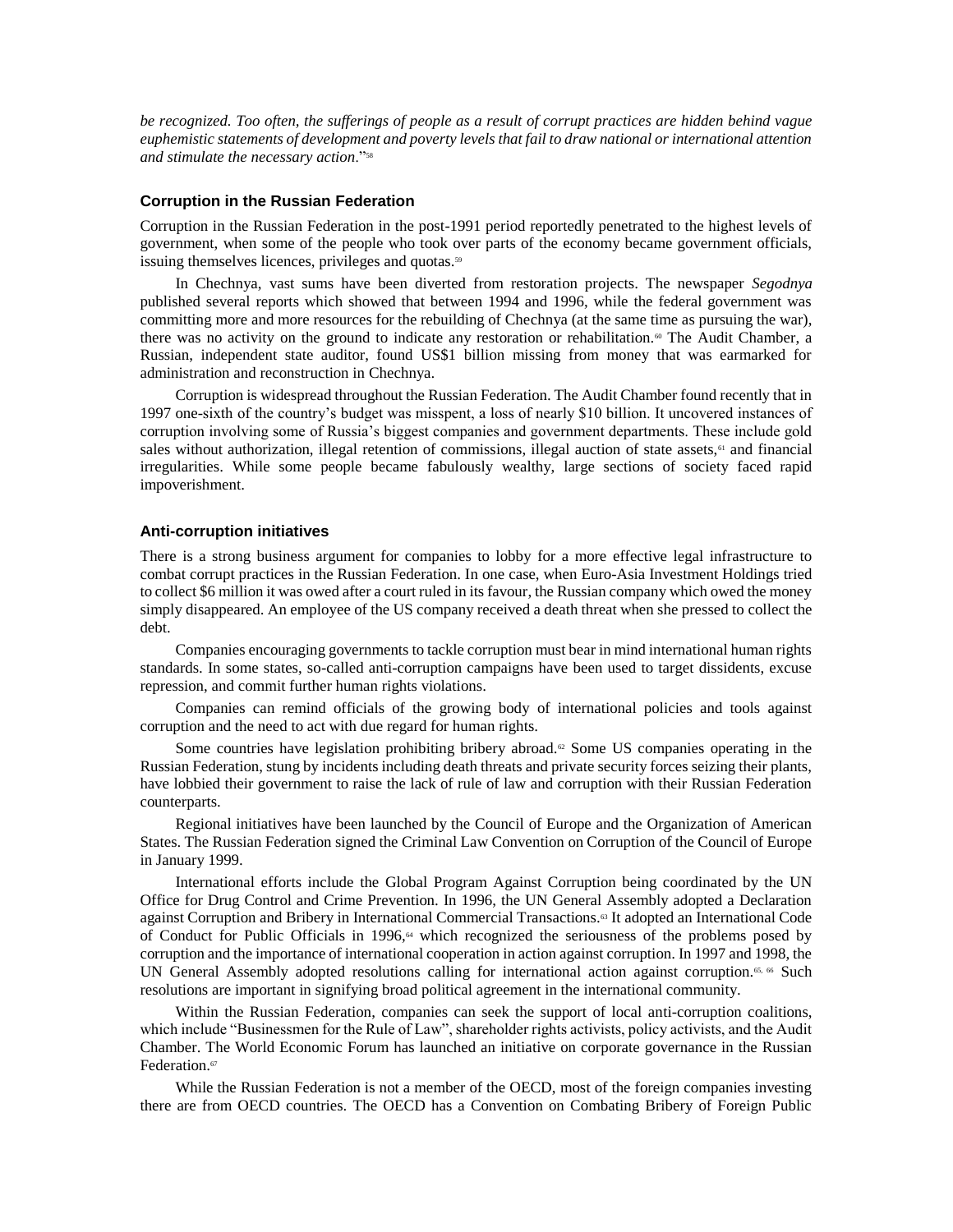*be recognized. Too often, the sufferings of people as a result of corrupt practices are hidden behind vague euphemistic statements of development and poverty levels that fail to draw national or international attention and stimulate the necessary action*."[58]

### Corruption in the Russian Federation

Corruption in the Russian Federation in the post-1991 period reportedly penetrated to the highest levels of government, when some of the people who took over parts of the economy became government officials, issuing themselves licences, privileges and quotas.[59]

In Chechnya, vast sums have been diverted from restoration projects. The newspaper *Segodnya* published several reports which showed that between 1994 and 1996, while the federal government was committing more and more resources for the rebuilding of Chechnya (at the same time as pursuing the war), there was no activity on the ground to indicate any restoration or rehabilitation.[60] The Audit Chamber, a Russian, independent state auditor, found US$1 billion missing from money that was earmarked for administration and reconstruction in Chechnya.

Corruption is widespread throughout the Russian Federation. The Audit Chamber found recently that in 1997 one-sixth of the country's budget was misspent, a loss of nearly $10 billion. It uncovered instances of corruption involving some of Russia's biggest companies and government departments. These include gold sales without authorization, illegal retention of commissions, illegal auction of state assets,[61] and financial irregularities. While some people became fabulously wealthy, large sections of society faced rapid impoverishment.

### Anti-corruption initiatives

There is a strong business argument for companies to lobby for a more effective legal infrastructure to combat corrupt practices in the Russian Federation. In one case, when Euro-Asia Investment Holdings tried to collect $6 million it was owed after a court ruled in its favour, the Russian company which owed the money simply disappeared. An employee of the US company received a death threat when she pressed to collect the debt.

Companies encouraging governments to tackle corruption must bear in mind international human rights standards. In some states, so-called anti-corruption campaigns have been used to target dissidents, excuse repression, and commit further human rights violations.

Companies can remind officials of the growing body of international policies and tools against corruption and the need to act with due regard for human rights.

Some countries have legislation prohibiting bribery abroad.[62] Some US companies operating in the Russian Federation, stung by incidents including death threats and private security forces seizing their plants, have lobbied their government to raise the lack of rule of law and corruption with their Russian Federation counterparts.

Regional initiatives have been launched by the Council of Europe and the Organization of American States. The Russian Federation signed the Criminal Law Convention on Corruption of the Council of Europe in January 1999.

International efforts include the Global Program Against Corruption being coordinated by the UN Office for Drug Control and Crime Prevention. In 1996, the UN General Assembly adopted a Declaration against Corruption and Bribery in International Commercial Transactions.[63] It adopted an International Code of Conduct for Public Officials in 1996,[64] which recognized the seriousness of the problems posed by corruption and the importance of international cooperation in action against corruption. In 1997 and 1998, the UN General Assembly adopted resolutions calling for international action against corruption.[65, 66] Such resolutions are important in signifying broad political agreement in the international community.

Within the Russian Federation, companies can seek the support of local anti-corruption coalitions, which include "Businessmen for the Rule of Law", shareholder rights activists, policy activists, and the Audit Chamber. The World Economic Forum has launched an initiative on corporate governance in the Russian Federation.[67]

While the Russian Federation is not a member of the OECD, most of the foreign companies investing there are from OECD countries. The OECD has a Convention on Combating Bribery of Foreign Public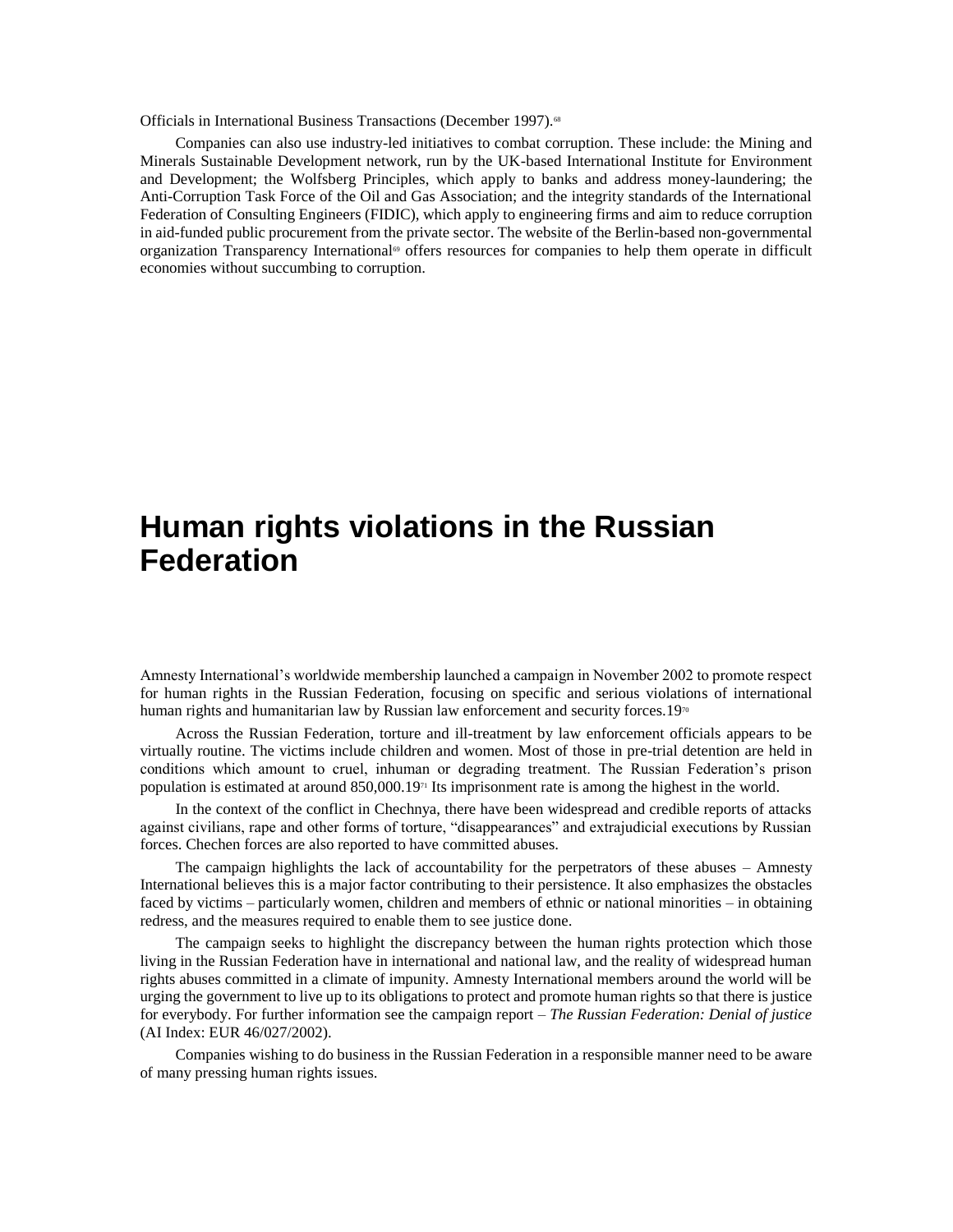Officials in International Business Transactions (December 1997).[68]

Companies can also use industry-led initiatives to combat corruption. These include: the Mining and Minerals Sustainable Development network, run by the UK-based International Institute for Environment and Development; the Wolfsberg Principles, which apply to banks and address money-laundering; the Anti-Corruption Task Force of the Oil and Gas Association; and the integrity standards of the International Federation of Consulting Engineers (FIDIC), which apply to engineering firms and aim to reduce corruption in aid-funded public procurement from the private sector. The website of the Berlin-based non-governmental organization Transparency International[69] offers resources for companies to help them operate in difficult economies without succumbing to corruption.

# Human rights violations in the Russian Federation

Amnesty International's worldwide membership launched a campaign in November 2002 to promote respect for human rights in the Russian Federation, focusing on specific and serious violations of international human rights and humanitarian law by Russian law enforcement and security forces.19[70]

Across the Russian Federation, torture and ill-treatment by law enforcement officials appears to be virtually routine. The victims include children and women. Most of those in pre-trial detention are held in conditions which amount to cruel, inhuman or degrading treatment. The Russian Federation's prison population is estimated at around 850,000.19[71] Its imprisonment rate is among the highest in the world.

In the context of the conflict in Chechnya, there have been widespread and credible reports of attacks against civilians, rape and other forms of torture, "disappearances" and extrajudicial executions by Russian forces. Chechen forces are also reported to have committed abuses.

The campaign highlights the lack of accountability for the perpetrators of these abuses – Amnesty International believes this is a major factor contributing to their persistence. It also emphasizes the obstacles faced by victims – particularly women, children and members of ethnic or national minorities – in obtaining redress, and the measures required to enable them to see justice done.

The campaign seeks to highlight the discrepancy between the human rights protection which those living in the Russian Federation have in international and national law, and the reality of widespread human rights abuses committed in a climate of impunity. Amnesty International members around the world will be urging the government to live up to its obligations to protect and promote human rights so that there is justice for everybody. For further information see the campaign report – *The Russian Federation: Denial of justice* (AI Index: EUR 46/027/2002).

Companies wishing to do business in the Russian Federation in a responsible manner need to be aware of many pressing human rights issues.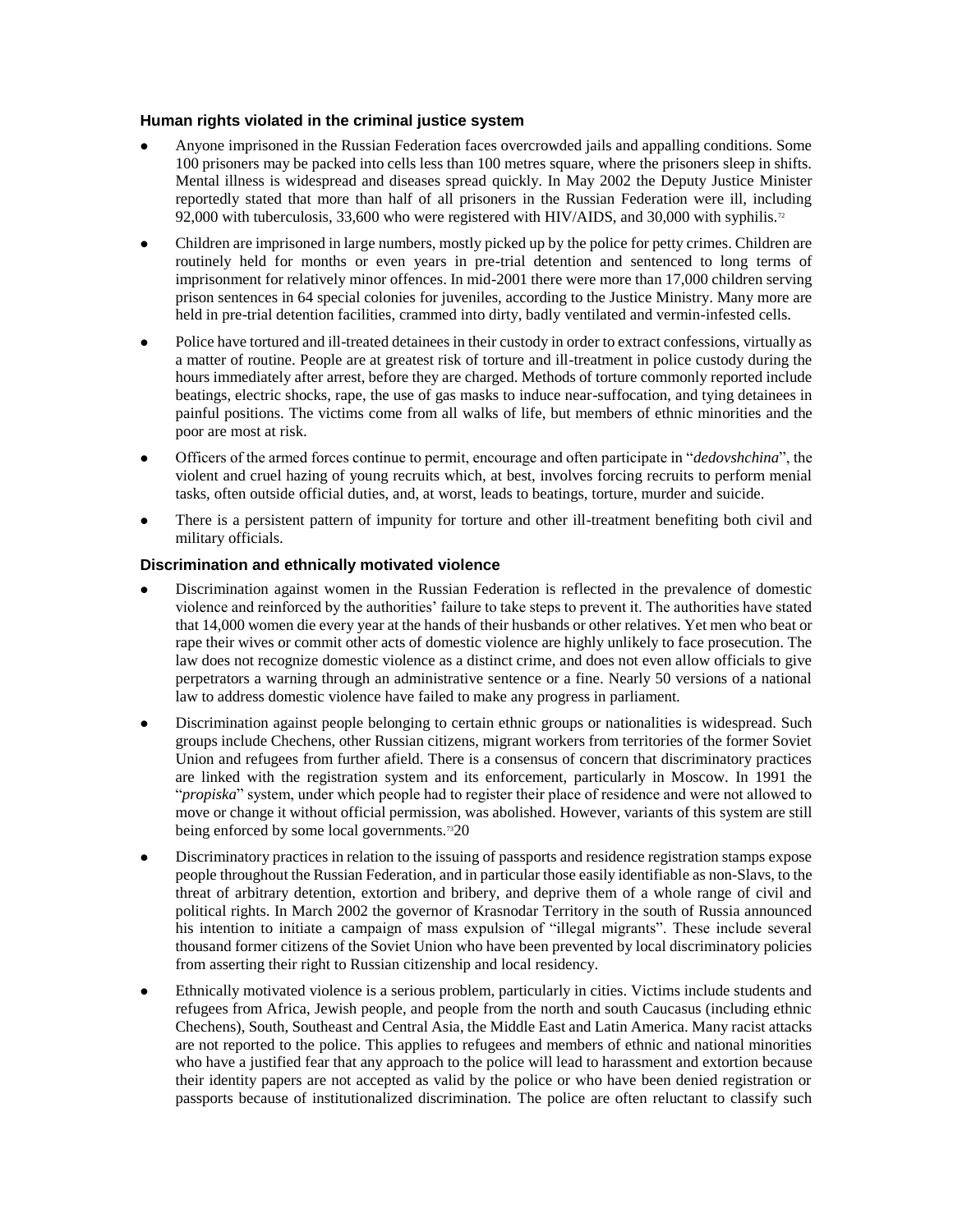### Human rights violated in the criminal justice system

- Anyone imprisoned in the Russian Federation faces overcrowded jails and appalling conditions. Some 100 prisoners may be packed into cells less than 100 metres square, where the prisoners sleep in shifts. Mental illness is widespread and diseases spread quickly. In May 2002 the Deputy Justice Minister reportedly stated that more than half of all prisoners in the Russian Federation were ill, including 92,000 with tuberculosis, 33,600 who were registered with HIV/AIDS, and 30,000 with syphilis.[72]

- Children are imprisoned in large numbers, mostly picked up by the police for petty crimes. Children are routinely held for months or even years in pre-trial detention and sentenced to long terms of imprisonment for relatively minor offences. In mid-2001 there were more than 17,000 children serving prison sentences in 64 special colonies for juveniles, according to the Justice Ministry. Many more are held in pre-trial detention facilities, crammed into dirty, badly ventilated and vermin-infested cells.

- Police have tortured and ill-treated detainees in their custody in order to extract confessions, virtually as a matter of routine. People are at greatest risk of torture and ill-treatment in police custody during the hours immediately after arrest, before they are charged. Methods of torture commonly reported include beatings, electric shocks, rape, the use of gas masks to induce near-suffocation, and tying detainees in painful positions. The victims come from all walks of life, but members of ethnic minorities and the poor are most at risk.

- Officers of the armed forces continue to permit, encourage and often participate in "*dedovshchina*", the violent and cruel hazing of young recruits which, at best, involves forcing recruits to perform menial tasks, often outside official duties, and, at worst, leads to beatings, torture, murder and suicide.

- There is a persistent pattern of impunity for torture and other ill-treatment benefiting both civil and military officials.

### Discrimination and ethnically motivated violence

- Discrimination against women in the Russian Federation is reflected in the prevalence of domestic violence and reinforced by the authorities' failure to take steps to prevent it. The authorities have stated that 14,000 women die every year at the hands of their husbands or other relatives. Yet men who beat or rape their wives or commit other acts of domestic violence are highly unlikely to face prosecution. The law does not recognize domestic violence as a distinct crime, and does not even allow officials to give perpetrators a warning through an administrative sentence or a fine. Nearly 50 versions of a national law to address domestic violence have failed to make any progress in parliament.

- Discrimination against people belonging to certain ethnic groups or nationalities is widespread. Such groups include Chechens, other Russian citizens, migrant workers from territories of the former Soviet Union and refugees from further afield. There is a consensus of concern that discriminatory practices are linked with the registration system and its enforcement, particularly in Moscow. In 1991 the "*propiska*" system, under which people had to register their place of residence and were not allowed to move or change it without official permission, was abolished. However, variants of this system are still being enforced by some local governments.[73]

- Discriminatory practices in relation to the issuing of passports and residence registration stamps expose people throughout the Russian Federation, and in particular those easily identifiable as non-Slavs, to the threat of arbitrary detention, extortion and bribery, and deprive them of a whole range of civil and political rights. In March 2002 the governor of Krasnodar Territory in the south of Russia announced his intention to initiate a campaign of mass expulsion of "illegal migrants". These include several thousand former citizens of the Soviet Union who have been prevented by local discriminatory policies from asserting their right to Russian citizenship and local residency.

- Ethnically motivated violence is a serious problem, particularly in cities. Victims include students and refugees from Africa, Jewish people, and people from the north and south Caucasus (including ethnic Chechens), South, Southeast and Central Asia, the Middle East and Latin America. Many racist attacks are not reported to the police. This applies to refugees and members of ethnic and national minorities who have a justified fear that any approach to the police will lead to harassment and extortion because their identity papers are not accepted as valid by the police or who have been denied registration or passports because of institutionalized discrimination. The police are often reluctant to classify such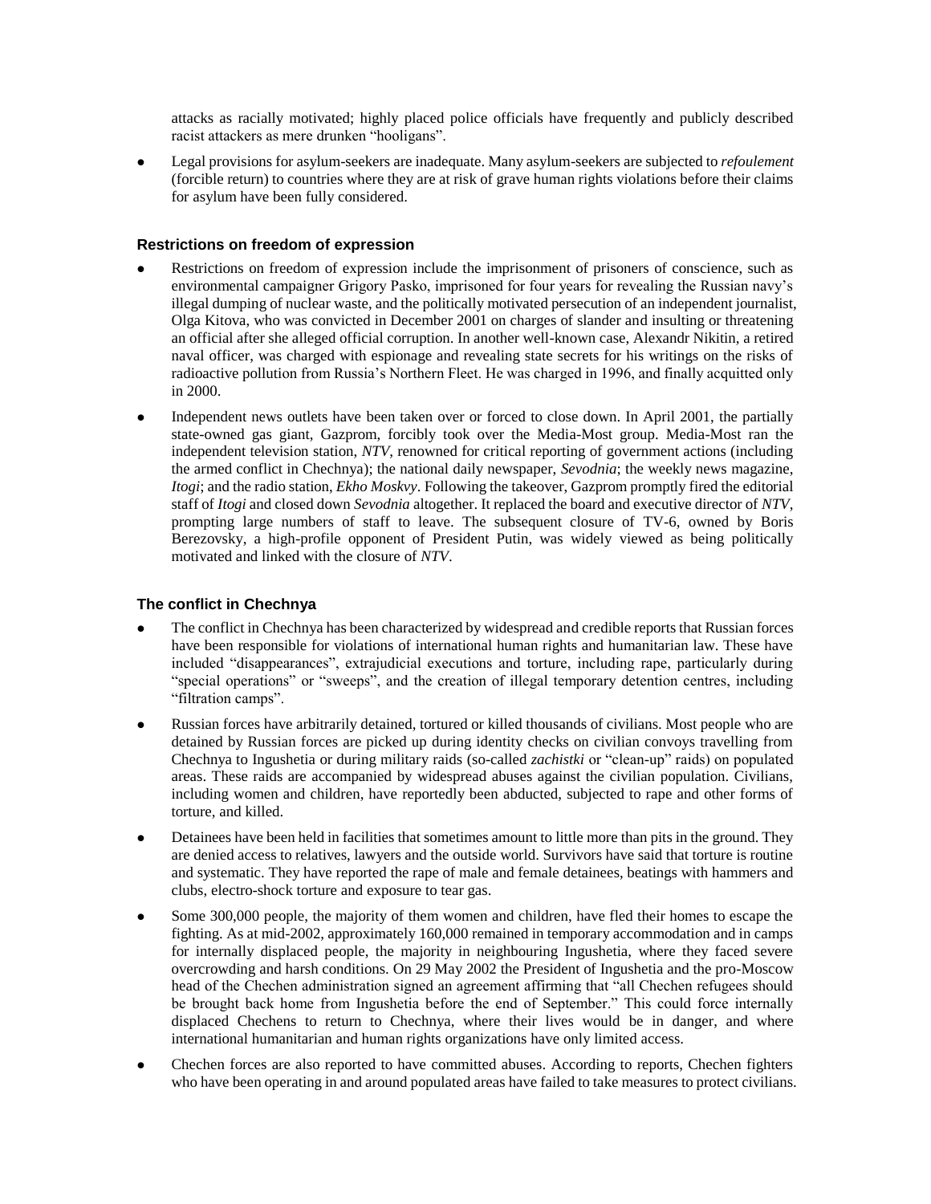attacks as racially motivated; highly placed police officials have frequently and publicly described racist attackers as mere drunken "hooligans".

- Legal provisions for asylum-seekers are inadequate. Many asylum-seekers are subjected to *refoulement* (forcible return) to countries where they are at risk of grave human rights violations before their claims for asylum have been fully considered.

### Restrictions on freedom of expression

- Restrictions on freedom of expression include the imprisonment of prisoners of conscience, such as environmental campaigner Grigory Pasko, imprisoned for four years for revealing the Russian navy's illegal dumping of nuclear waste, and the politically motivated persecution of an independent journalist, Olga Kitova, who was convicted in December 2001 on charges of slander and insulting or threatening an official after she alleged official corruption. In another well-known case, Alexandr Nikitin, a retired naval officer, was charged with espionage and revealing state secrets for his writings on the risks of radioactive pollution from Russia's Northern Fleet. He was charged in 1996, and finally acquitted only in 2000.
- Independent news outlets have been taken over or forced to close down. In April 2001, the partially state-owned gas giant, Gazprom, forcibly took over the Media-Most group. Media-Most ran the independent television station, *NTV*, renowned for critical reporting of government actions (including the armed conflict in Chechnya); the national daily newspaper, *Sevodnia*; the weekly news magazine, *Itogi*; and the radio station, *Ekho Moskvy*. Following the takeover, Gazprom promptly fired the editorial staff of *Itogi* and closed down *Sevodnia* altogether. It replaced the board and executive director of *NTV*, prompting large numbers of staff to leave. The subsequent closure of TV-6, owned by Boris Berezovsky, a high-profile opponent of President Putin, was widely viewed as being politically motivated and linked with the closure of *NTV*.

### The conflict in Chechnya

- The conflict in Chechnya has been characterized by widespread and credible reports that Russian forces have been responsible for violations of international human rights and humanitarian law. These have included "disappearances", extrajudicial executions and torture, including rape, particularly during "special operations" or "sweeps", and the creation of illegal temporary detention centres, including "filtration camps".
- Russian forces have arbitrarily detained, tortured or killed thousands of civilians. Most people who are detained by Russian forces are picked up during identity checks on civilian convoys travelling from Chechnya to Ingushetia or during military raids (so-called *zachistki* or "clean-up" raids) on populated areas. These raids are accompanied by widespread abuses against the civilian population. Civilians, including women and children, have reportedly been abducted, subjected to rape and other forms of torture, and killed.
- Detainees have been held in facilities that sometimes amount to little more than pits in the ground. They are denied access to relatives, lawyers and the outside world. Survivors have said that torture is routine and systematic. They have reported the rape of male and female detainees, beatings with hammers and clubs, electro-shock torture and exposure to tear gas.
- Some 300,000 people, the majority of them women and children, have fled their homes to escape the fighting. As at mid-2002, approximately 160,000 remained in temporary accommodation and in camps for internally displaced people, the majority in neighbouring Ingushetia, where they faced severe overcrowding and harsh conditions. On 29 May 2002 the President of Ingushetia and the pro-Moscow head of the Chechen administration signed an agreement affirming that "all Chechen refugees should be brought back home from Ingushetia before the end of September." This could force internally displaced Chechens to return to Chechnya, where their lives would be in danger, and where international humanitarian and human rights organizations have only limited access.
- Chechen forces are also reported to have committed abuses. According to reports, Chechen fighters who have been operating in and around populated areas have failed to take measures to protect civilians.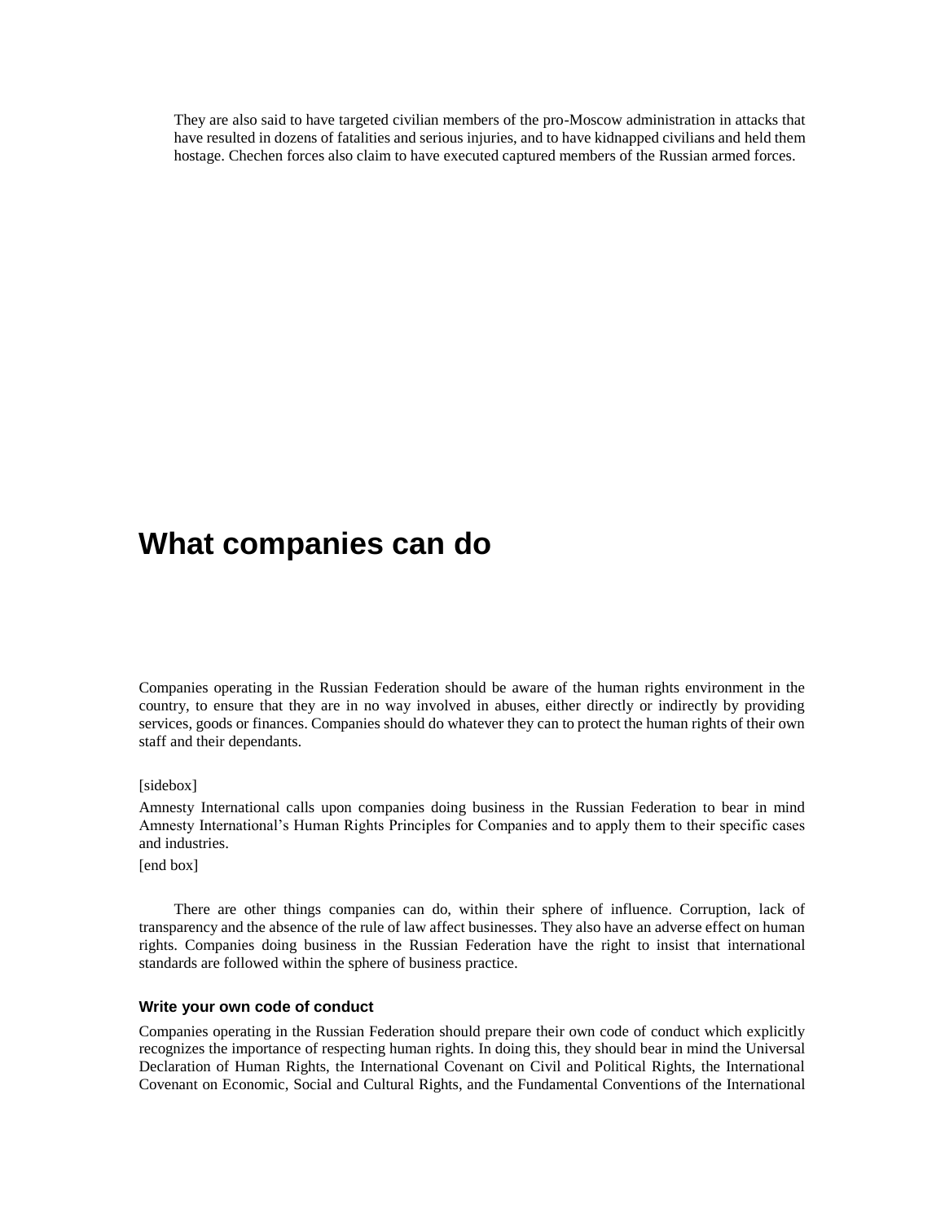They are also said to have targeted civilian members of the pro-Moscow administration in attacks that have resulted in dozens of fatalities and serious injuries, and to have kidnapped civilians and held them hostage. Chechen forces also claim to have executed captured members of the Russian armed forces.

# What companies can do

Companies operating in the Russian Federation should be aware of the human rights environment in the country, to ensure that they are in no way involved in abuses, either directly or indirectly by providing services, goods or finances. Companies should do whatever they can to protect the human rights of their own staff and their dependants.

[sidebox]

Amnesty International calls upon companies doing business in the Russian Federation to bear in mind Amnesty International's Human Rights Principles for Companies and to apply them to their specific cases and industries.

[end box]

There are other things companies can do, within their sphere of influence. Corruption, lack of transparency and the absence of the rule of law affect businesses. They also have an adverse effect on human rights. Companies doing business in the Russian Federation have the right to insist that international standards are followed within the sphere of business practice.

### Write your own code of conduct

Companies operating in the Russian Federation should prepare their own code of conduct which explicitly recognizes the importance of respecting human rights. In doing this, they should bear in mind the Universal Declaration of Human Rights, the International Covenant on Civil and Political Rights, the International Covenant on Economic, Social and Cultural Rights, and the Fundamental Conventions of the International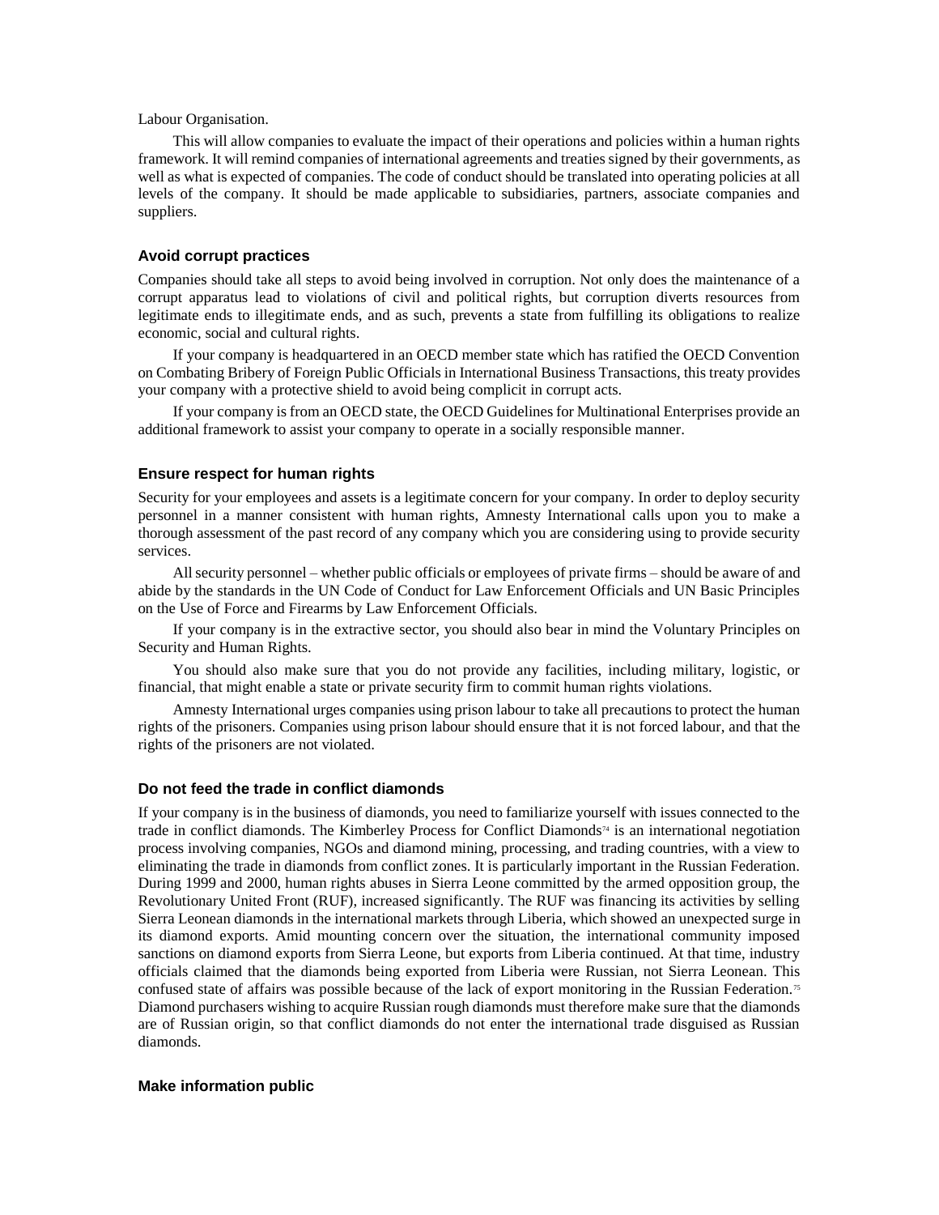Labour Organisation.

This will allow companies to evaluate the impact of their operations and policies within a human rights framework. It will remind companies of international agreements and treaties signed by their governments, as well as what is expected of companies. The code of conduct should be translated into operating policies at all levels of the company. It should be made applicable to subsidiaries, partners, associate companies and suppliers.

### Avoid corrupt practices

Companies should take all steps to avoid being involved in corruption. Not only does the maintenance of a corrupt apparatus lead to violations of civil and political rights, but corruption diverts resources from legitimate ends to illegitimate ends, and as such, prevents a state from fulfilling its obligations to realize economic, social and cultural rights.

If your company is headquartered in an OECD member state which has ratified the OECD Convention on Combating Bribery of Foreign Public Officials in International Business Transactions, this treaty provides your company with a protective shield to avoid being complicit in corrupt acts.

If your company is from an OECD state, the OECD Guidelines for Multinational Enterprises provide an additional framework to assist your company to operate in a socially responsible manner.

### Ensure respect for human rights

Security for your employees and assets is a legitimate concern for your company. In order to deploy security personnel in a manner consistent with human rights, Amnesty International calls upon you to make a thorough assessment of the past record of any company which you are considering using to provide security services.

All security personnel – whether public officials or employees of private firms – should be aware of and abide by the standards in the UN Code of Conduct for Law Enforcement Officials and UN Basic Principles on the Use of Force and Firearms by Law Enforcement Officials.

If your company is in the extractive sector, you should also bear in mind the Voluntary Principles on Security and Human Rights.

You should also make sure that you do not provide any facilities, including military, logistic, or financial, that might enable a state or private security firm to commit human rights violations.

Amnesty International urges companies using prison labour to take all precautions to protect the human rights of the prisoners. Companies using prison labour should ensure that it is not forced labour, and that the rights of the prisoners are not violated.

### Do not feed the trade in conflict diamonds

If your company is in the business of diamonds, you need to familiarize yourself with issues connected to the trade in conflict diamonds. The Kimberley Process for Conflict Diamonds[74] is an international negotiation process involving companies, NGOs and diamond mining, processing, and trading countries, with a view to eliminating the trade in diamonds from conflict zones. It is particularly important in the Russian Federation. During 1999 and 2000, human rights abuses in Sierra Leone committed by the armed opposition group, the Revolutionary United Front (RUF), increased significantly. The RUF was financing its activities by selling Sierra Leonean diamonds in the international markets through Liberia, which showed an unexpected surge in its diamond exports. Amid mounting concern over the situation, the international community imposed sanctions on diamond exports from Sierra Leone, but exports from Liberia continued. At that time, industry officials claimed that the diamonds being exported from Liberia were Russian, not Sierra Leonean. This confused state of affairs was possible because of the lack of export monitoring in the Russian Federation.[75] Diamond purchasers wishing to acquire Russian rough diamonds must therefore make sure that the diamonds are of Russian origin, so that conflict diamonds do not enter the international trade disguised as Russian diamonds.

### Make information public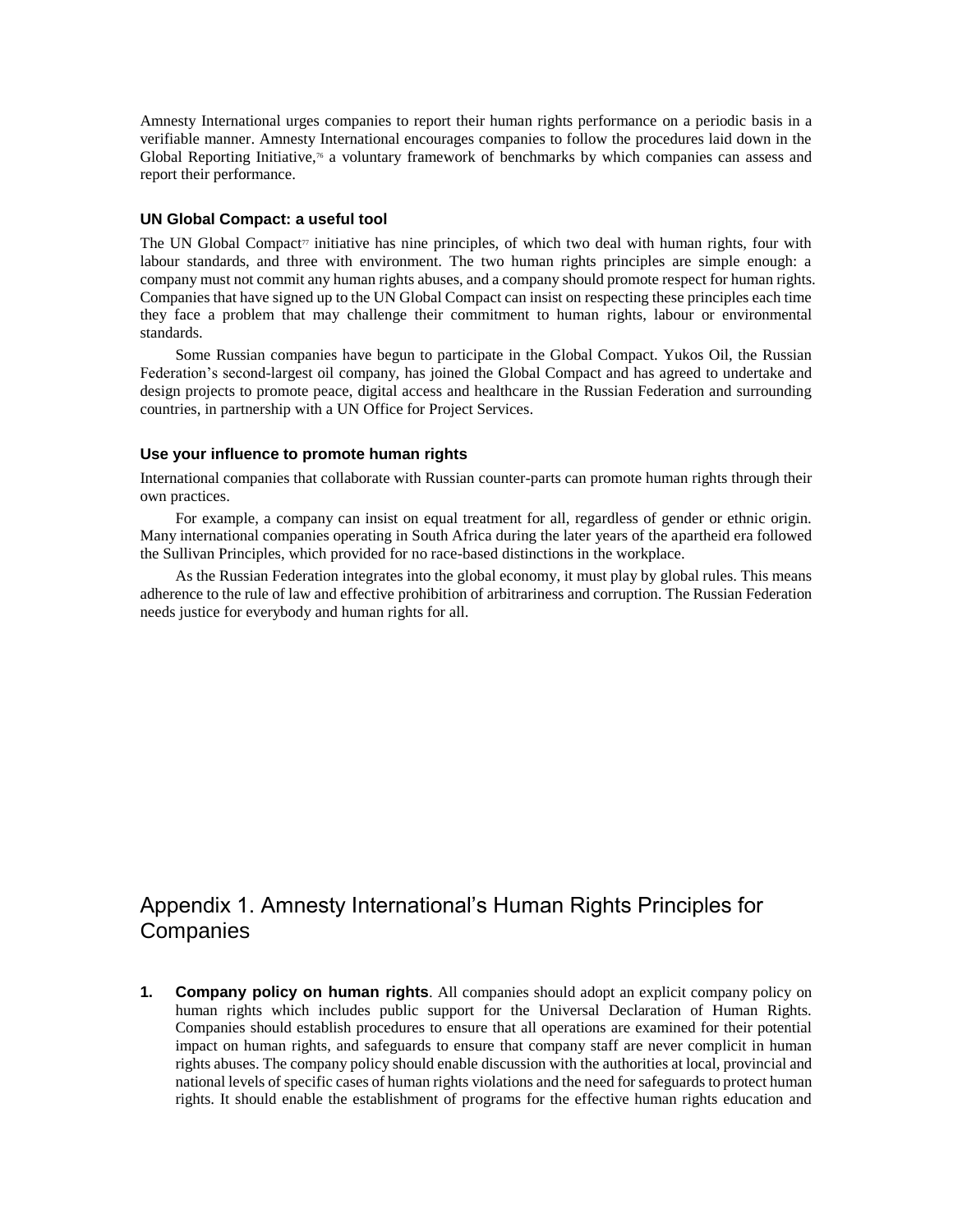Amnesty International urges companies to report their human rights performance on a periodic basis in a verifiable manner. Amnesty International encourages companies to follow the procedures laid down in the Global Reporting Initiative,[76] a voluntary framework of benchmarks by which companies can assess and report their performance.

### UN Global Compact: a useful tool

The UN Global Compact[77] initiative has nine principles, of which two deal with human rights, four with labour standards, and three with environment. The two human rights principles are simple enough: a company must not commit any human rights abuses, and a company should promote respect for human rights. Companies that have signed up to the UN Global Compact can insist on respecting these principles each time they face a problem that may challenge their commitment to human rights, labour or environmental standards.

Some Russian companies have begun to participate in the Global Compact. Yukos Oil, the Russian Federation's second-largest oil company, has joined the Global Compact and has agreed to undertake and design projects to promote peace, digital access and healthcare in the Russian Federation and surrounding countries, in partnership with a UN Office for Project Services.

### Use your influence to promote human rights

International companies that collaborate with Russian counter-parts can promote human rights through their own practices.

For example, a company can insist on equal treatment for all, regardless of gender or ethnic origin. Many international companies operating in South Africa during the later years of the apartheid era followed the Sullivan Principles, which provided for no race-based distinctions in the workplace.

As the Russian Federation integrates into the global economy, it must play by global rules. This means adherence to the rule of law and effective prohibition of arbitrariness and corruption. The Russian Federation needs justice for everybody and human rights for all.

## Appendix 1. Amnesty International's Human Rights Principles for Companies

1. **Company policy on human rights**. All companies should adopt an explicit company policy on human rights which includes public support for the Universal Declaration of Human Rights. Companies should establish procedures to ensure that all operations are examined for their potential impact on human rights, and safeguards to ensure that company staff are never complicit in human rights abuses. The company policy should enable discussion with the authorities at local, provincial and national levels of specific cases of human rights violations and the need for safeguards to protect human rights. It should enable the establishment of programs for the effective human rights education and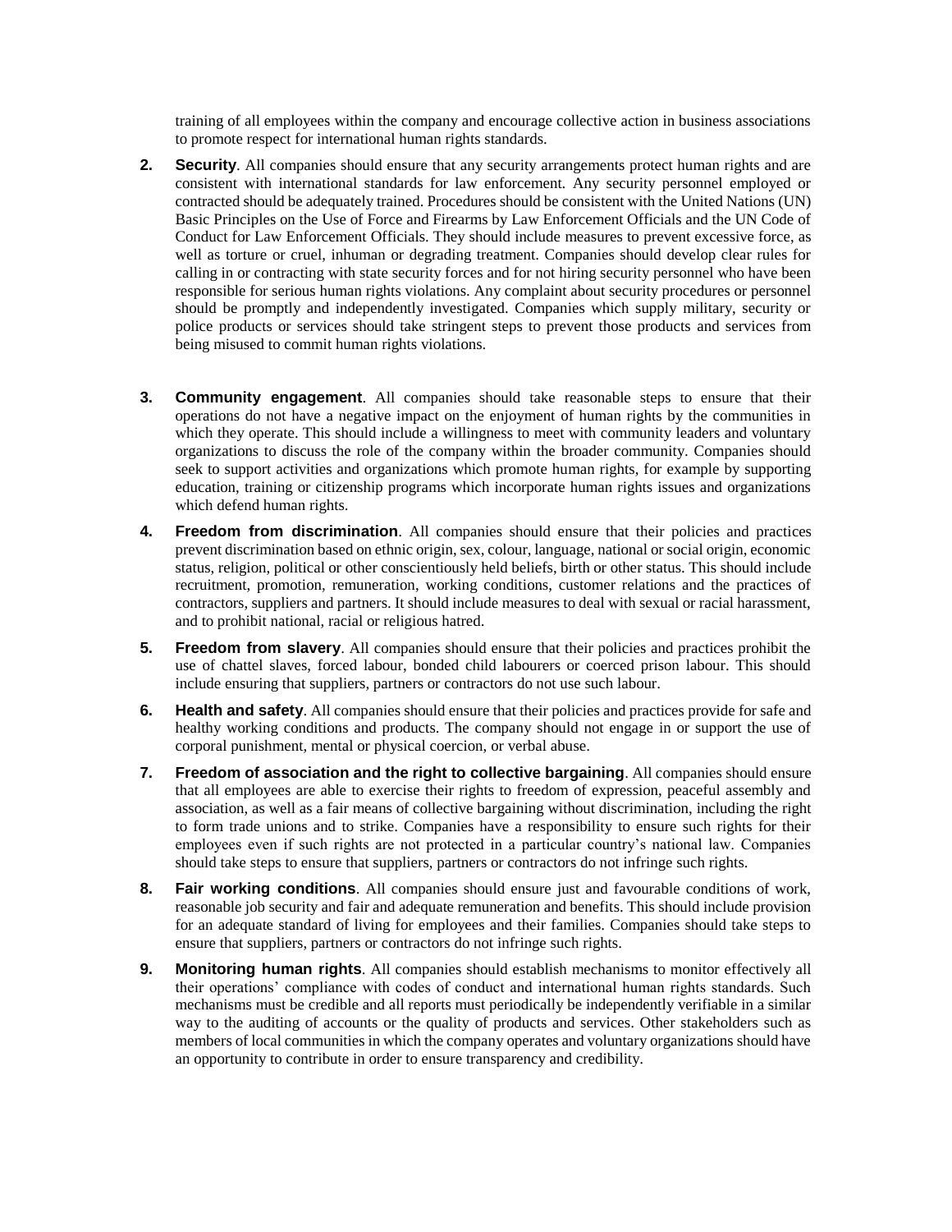training of all employees within the company and encourage collective action in business associations to promote respect for international human rights standards.

2. **Security**. All companies should ensure that any security arrangements protect human rights and are consistent with international standards for law enforcement. Any security personnel employed or contracted should be adequately trained. Procedures should be consistent with the United Nations (UN) Basic Principles on the Use of Force and Firearms by Law Enforcement Officials and the UN Code of Conduct for Law Enforcement Officials. They should include measures to prevent excessive force, as well as torture or cruel, inhuman or degrading treatment. Companies should develop clear rules for calling in or contracting with state security forces and for not hiring security personnel who have been responsible for serious human rights violations. Any complaint about security procedures or personnel should be promptly and independently investigated. Companies which supply military, security or police products or services should take stringent steps to prevent those products and services from being misused to commit human rights violations.

3. **Community engagement**. All companies should take reasonable steps to ensure that their operations do not have a negative impact on the enjoyment of human rights by the communities in which they operate. This should include a willingness to meet with community leaders and voluntary organizations to discuss the role of the company within the broader community. Companies should seek to support activities and organizations which promote human rights, for example by supporting education, training or citizenship programs which incorporate human rights issues and organizations which defend human rights.

4. **Freedom from discrimination**. All companies should ensure that their policies and practices prevent discrimination based on ethnic origin, sex, colour, language, national or social origin, economic status, religion, political or other conscientiously held beliefs, birth or other status. This should include recruitment, promotion, remuneration, working conditions, customer relations and the practices of contractors, suppliers and partners. It should include measures to deal with sexual or racial harassment, and to prohibit national, racial or religious hatred.

5. **Freedom from slavery**. All companies should ensure that their policies and practices prohibit the use of chattel slaves, forced labour, bonded child labourers or coerced prison labour. This should include ensuring that suppliers, partners or contractors do not use such labour.

6. **Health and safety**. All companies should ensure that their policies and practices provide for safe and healthy working conditions and products. The company should not engage in or support the use of corporal punishment, mental or physical coercion, or verbal abuse.

7. **Freedom of association and the right to collective bargaining**. All companies should ensure that all employees are able to exercise their rights to freedom of expression, peaceful assembly and association, as well as a fair means of collective bargaining without discrimination, including the right to form trade unions and to strike. Companies have a responsibility to ensure such rights for their employees even if such rights are not protected in a particular country's national law. Companies should take steps to ensure that suppliers, partners or contractors do not infringe such rights.

8. **Fair working conditions**. All companies should ensure just and favourable conditions of work, reasonable job security and fair and adequate remuneration and benefits. This should include provision for an adequate standard of living for employees and their families. Companies should take steps to ensure that suppliers, partners or contractors do not infringe such rights.

9. **Monitoring human rights**. All companies should establish mechanisms to monitor effectively all their operations' compliance with codes of conduct and international human rights standards. Such mechanisms must be credible and all reports must periodically be independently verifiable in a similar way to the auditing of accounts or the quality of products and services. Other stakeholders such as members of local communities in which the company operates and voluntary organizations should have an opportunity to contribute in order to ensure transparency and credibility.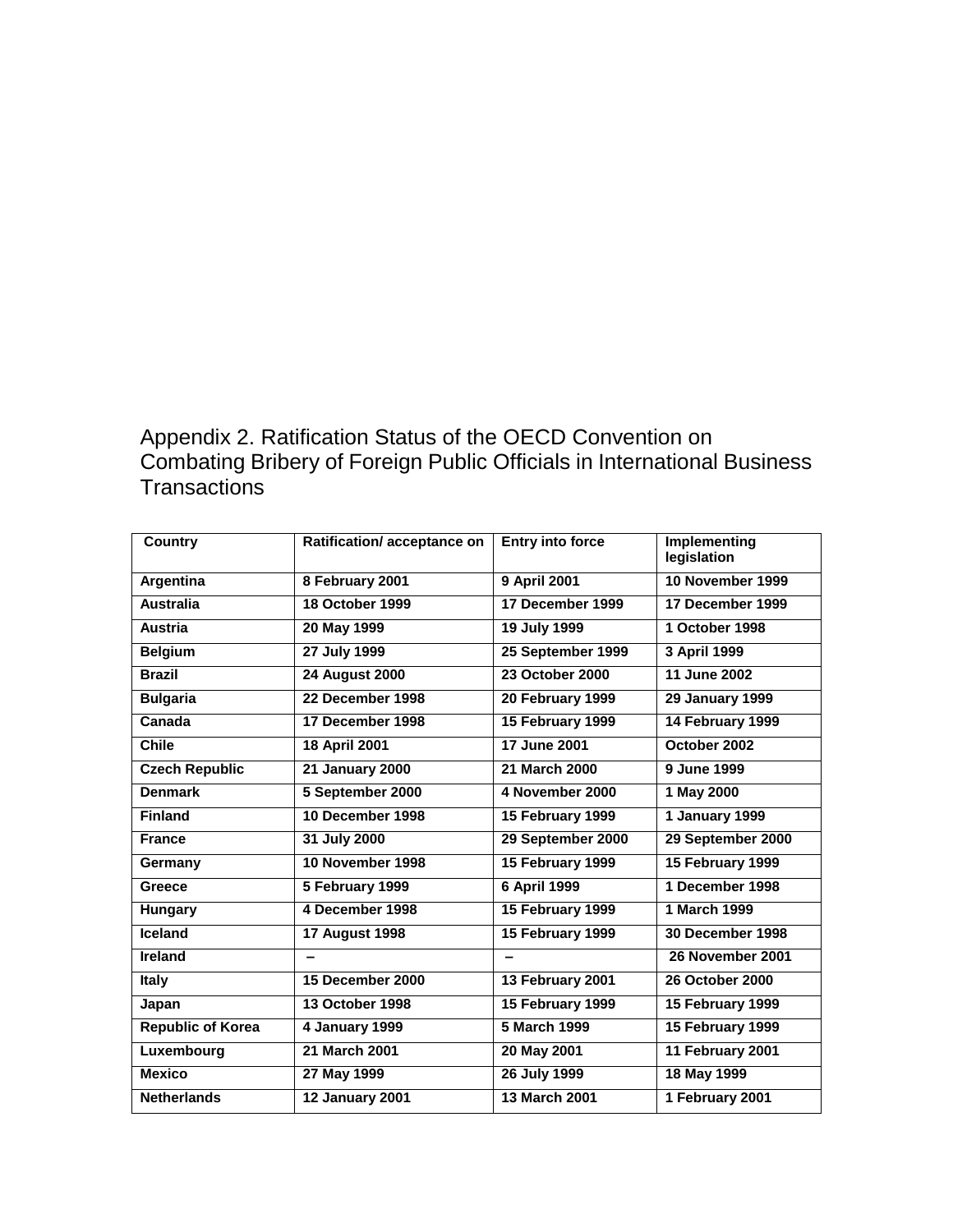## Appendix 2. Ratification Status of the OECD Convention on Combating Bribery of Foreign Public Officials in International Business Transactions

| Country | Ratification/ acceptance on | Entry into force | Implementing legislation |
|---|---|---|---|
| **Argentina** | **8 February 2001** | **9 April 2001** | **10 November 1999** |
| **Australia** | **18 October 1999** | **17 December 1999** | **17 December 1999** |
| **Austria** | **20 May 1999** | **19 July 1999** | **1 October 1998** |
| **Belgium** | **27 July 1999** | **25 September 1999** | **3 April 1999** |
| **Brazil** | **24 August 2000** | **23 October 2000** | **11 June 2002** |
| **Bulgaria** | **22 December 1998** | **20 February 1999** | **29 January 1999** |
| **Canada** | **17 December 1998** | **15 February 1999** | **14 February 1999** |
| **Chile** | **18 April 2001** | **17 June 2001** | **October 2002** |
| **Czech Republic** | **21 January 2000** | **21 March 2000** | **9 June 1999** |
| **Denmark** | **5 September 2000** | **4 November 2000** | **1 May 2000** |
| **Finland** | **10 December 1998** | **15 February 1999** | **1 January 1999** |
| **France** | **31 July 2000** | **29 September 2000** | **29 September 2000** |
| **Germany** | **10 November 1998** | **15 February 1999** | **15 February 1999** |
| **Greece** | **5 February 1999** | **6 April 1999** | **1 December 1998** |
| **Hungary** | **4 December 1998** | **15 February 1999** | **1 March 1999** |
| **Iceland** | **17 August 1998** | **15 February 1999** | **30 December 1998** |
| **Ireland** | **–** | **–** | **26 November 2001** |
| **Italy** | **15 December 2000** | **13 February 2001** | **26 October 2000** |
| **Japan** | **13 October 1998** | **15 February 1999** | **15 February 1999** |
| **Republic of Korea** | **4 January 1999** | **5 March 1999** | **15 February 1999** |
| **Luxembourg** | **21 March 2001** | **20 May 2001** | **11 February 2001** |
| **Mexico** | **27 May 1999** | **26 July 1999** | **18 May 1999** |
| **Netherlands** | **12 January 2001** | **13 March 2001** | **1 February 2001** |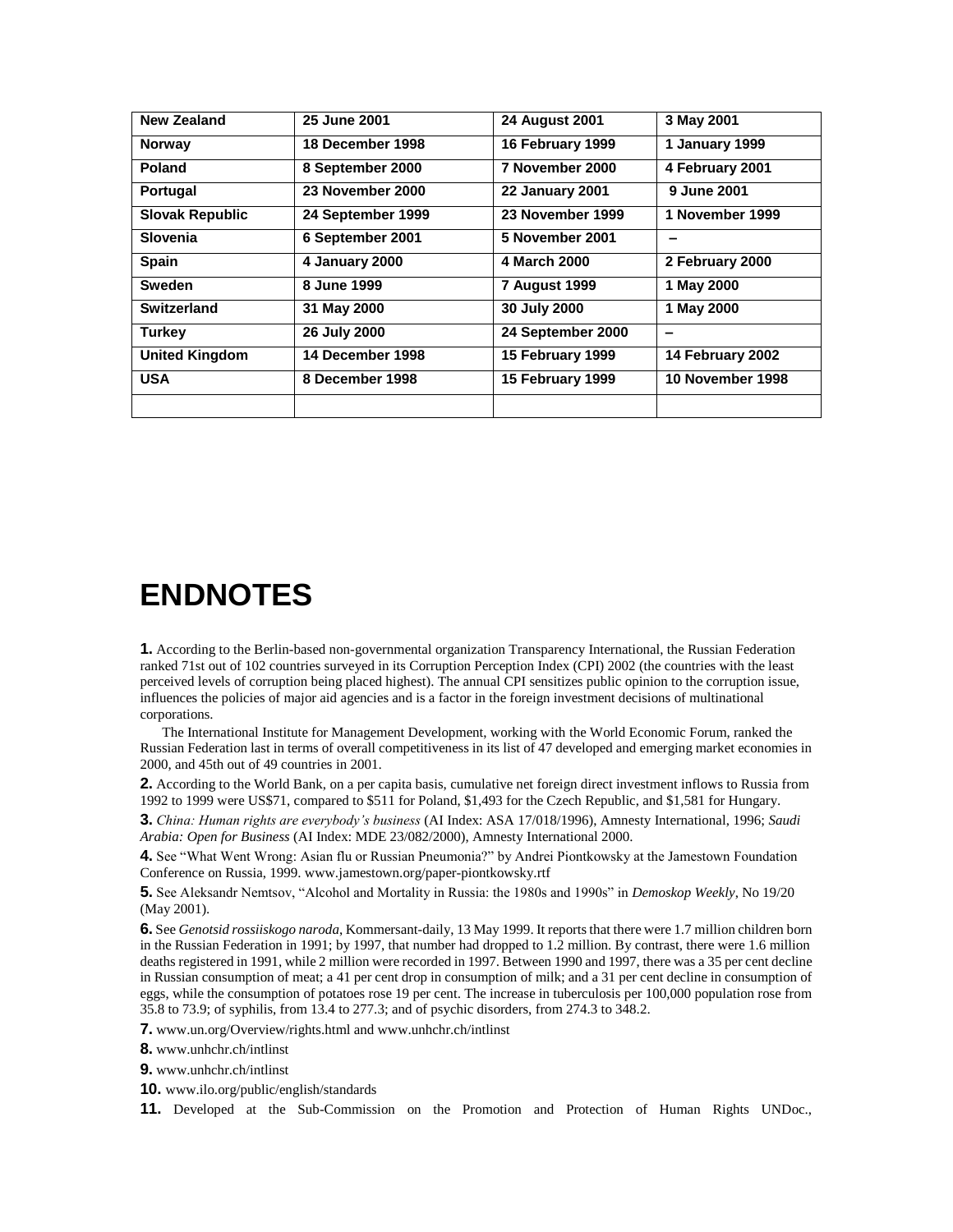| New Zealand | 25 June 2001 | 24 August 2001 | 3 May 2001 |
|---|---|---|---|
| Norway | 18 December 1998 | 16 February 1999 | 1 January 1999 |
| Poland | 8 September 2000 | 7 November 2000 | 4 February 2001 |
| Portugal | 23 November 2000 | 22 January 2001 | 9 June 2001 |
| Slovak Republic | 24 September 1999 | 23 November 1999 | 1 November 1999 |
| Slovenia | 6 September 2001 | 5 November 2001 | – |
| Spain | 4 January 2000 | 4 March 2000 | 2 February 2000 |
| Sweden | 8 June 1999 | 7 August 1999 | 1 May 2000 |
| Switzerland | 31 May 2000 | 30 July 2000 | 1 May 2000 |
| Turkey | 26 July 2000 | 24 September 2000 | – |
| United Kingdom | 14 December 1998 | 15 February 1999 | 14 February 2002 |
| USA | 8 December 1998 | 15 February 1999 | 10 November 1998 |
| | | | |

# ENDNOTES

**1.** According to the Berlin-based non-governmental organization Transparency International, the Russian Federation ranked 71st out of 102 countries surveyed in its Corruption Perception Index (CPI) 2002 (the countries with the least perceived levels of corruption being placed highest). The annual CPI sensitizes public opinion to the corruption issue, influences the policies of major aid agencies and is a factor in the foreign investment decisions of multinational corporations.

The International Institute for Management Development, working with the World Economic Forum, ranked the Russian Federation last in terms of overall competitiveness in its list of 47 developed and emerging market economies in 2000, and 45th out of 49 countries in 2001.

**2.** According to the World Bank, on a per capita basis, cumulative net foreign direct investment inflows to Russia from 1992 to 1999 were US$71, compared to $511 for Poland, $1,493 for the Czech Republic, and $1,581 for Hungary.

**3.** *China: Human rights are everybody's business* (AI Index: ASA 17/018/1996), Amnesty International, 1996; *Saudi Arabia: Open for Business* (AI Index: MDE 23/082/2000), Amnesty International 2000.

**4.** See "What Went Wrong: Asian flu or Russian Pneumonia?" by Andrei Piontkowsky at the Jamestown Foundation Conference on Russia, 1999. www.jamestown.org/paper-piontkowsky.rtf

**5.** See Aleksandr Nemtsov, "Alcohol and Mortality in Russia: the 1980s and 1990s" in *Demoskop Weekly*, No 19/20 (May 2001).

**6.** See *Genotsid rossiiskogo naroda*, Kommersant-daily, 13 May 1999. It reports that there were 1.7 million children born in the Russian Federation in 1991; by 1997, that number had dropped to 1.2 million. By contrast, there were 1.6 million deaths registered in 1991, while 2 million were recorded in 1997. Between 1990 and 1997, there was a 35 per cent decline in Russian consumption of meat; a 41 per cent drop in consumption of milk; and a 31 per cent decline in consumption of eggs, while the consumption of potatoes rose 19 per cent. The increase in tuberculosis per 100,000 population rose from 35.8 to 73.9; of syphilis, from 13.4 to 277.3; and of psychic disorders, from 274.3 to 348.2.

**7.** www.un.org/Overview/rights.html and www.unhchr.ch/intlinst

**8.** www.unhchr.ch/intlinst

**9.** www.unhchr.ch/intlinst

**10.** www.ilo.org/public/english/standards

**11.** Developed at the Sub-Commission on the Promotion and Protection of Human Rights UNDoc.,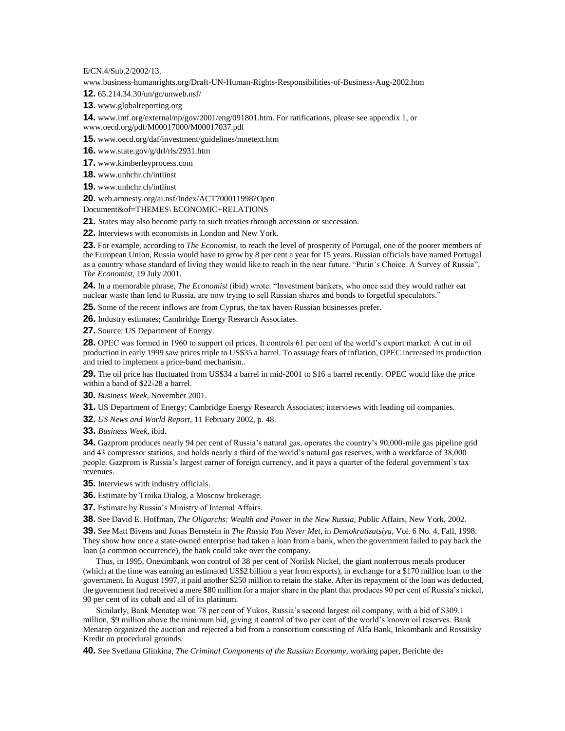E/CN.4/Sub.2/2002/13.

www.business-humanrights.org/Draft-UN-Human-Rights-Responsibilities-of-Business-Aug-2002.htm

**12.** 65.214.34.30/un/gc/unweb.nsf/

**13.** www.globalreporting.org

**14.** www.imf.org/external/np/gov/2001/eng/091801.htm. For ratifications, please see appendix 1, or www.oecd.org/pdf/M00017000/M00017037.pdf

**15.** www.oecd.org/daf/investment/guidelines/mnetext.htm

**16.** www.state.gov/g/drl/rls/2931.htm

**17.** www.kimberleyprocess.com

**18.** www.unhchr.ch/intlinst

**19.** www.unhchr.ch/intlinst

**20.** web.amnesty.org/ai.nsf/Index/ACT700011998?Open Document&of=THEMES\ ECONOMIC+RELATIONS

**21.** States may also become party to such treaties through accession or succession.

**22.** Interviews with economists in London and New York.

**23.** For example, according to *The Economist*, to reach the level of prosperity of Portugal, one of the poorer members of the European Union, Russia would have to grow by 8 per cent a year for 15 years. Russian officials have named Portugal as a country whose standard of living they would like to reach in the near future. "Putin's Choice. A Survey of Russia", *The Economist*, 19 July 2001.

**24.** In a memorable phrase, *The Economist* (ibid) wrote: "Investment bankers, who once said they would rather eat nuclear waste than lend to Russia, are now trying to sell Russian shares and bonds to forgetful speculators."

**25.** Some of the recent inflows are from Cyprus, the tax haven Russian businesses prefer.

**26.** Industry estimates; Cambridge Energy Research Associates.

**27.** Source: US Department of Energy.

**28.** OPEC was formed in 1960 to support oil prices. It controls 61 per cent of the world's export market. A cut in oil production in early 1999 saw prices triple to US$35 a barrel. To assuage fears of inflation, OPEC increased its production and tried to implement a price-band mechanism..

**29.** The oil price has fluctuated from US$34 a barrel in mid-2001 to $16 a barrel recently. OPEC would like the price within a band of $22-28 a barrel.

**30.** *Business Week*, November 2001.

**31.** US Department of Energy; Cambridge Energy Research Associates; interviews with leading oil companies.

**32.** *US News and World Report*, 11 February 2002, p. 48.

**33.** *Business Week*, ibid.

**34.** Gazprom produces nearly 94 per cent of Russia's natural gas, operates the country's 90,000-mile gas pipeline grid and 43 compressor stations, and holds nearly a third of the world's natural gas reserves, with a workforce of 38,000 people. Gazprom is Russia's largest earner of foreign currency, and it pays a quarter of the federal government's tax revenues.

**35.** Interviews with industry officials.

**36.** Estimate by Troika Dialog, a Moscow brokerage.

**37.** Estimate by Russia's Ministry of Internal Affairs.

**38.** See David E. Hoffman, *The Oligarchs: Wealth and Power in the New Russia*, Public Affairs, New York, 2002.

**39.** See Matt Bivens and Jonas Bernstein in *The Russia You Never Met*, in *Demokratizatsiya*, Vol. 6 No. 4, Fall, 1998. They show how once a state-owned enterprise had taken a loan from a bank, when the government failed to pay back the loan (a common occurrence), the bank could take over the company.

Thus, in 1995, Oneximbank won control of 38 per cent of Norilsk Nickel, the giant nonferrous metals producer (which at the time was earning an estimated US$2 billion a year from exports), in exchange for a $170 million loan to the government. In August 1997, it paid another $250 million to retain the stake. After its repayment of the loan was deducted, the government had received a mere $80 million for a major share in the plant that produces 90 per cent of Russia's nickel, 90 per cent of its cobalt and all of its platinum.

Similarly, Bank Menatep won 78 per cent of Yukos, Russia's second largest oil company, with a bid of $309.1 million, $9 million above the minimum bid, giving it control of two per cent of the world's known oil reserves. Bank Menatep organized the auction and rejected a bid from a consortium consisting of Alfa Bank, Inkombank and Rossiisky Kredit on procedural grounds.

**40.** See Svetlana Glinkina, *The Criminal Components of the Russian Economy*, working paper, Berichte des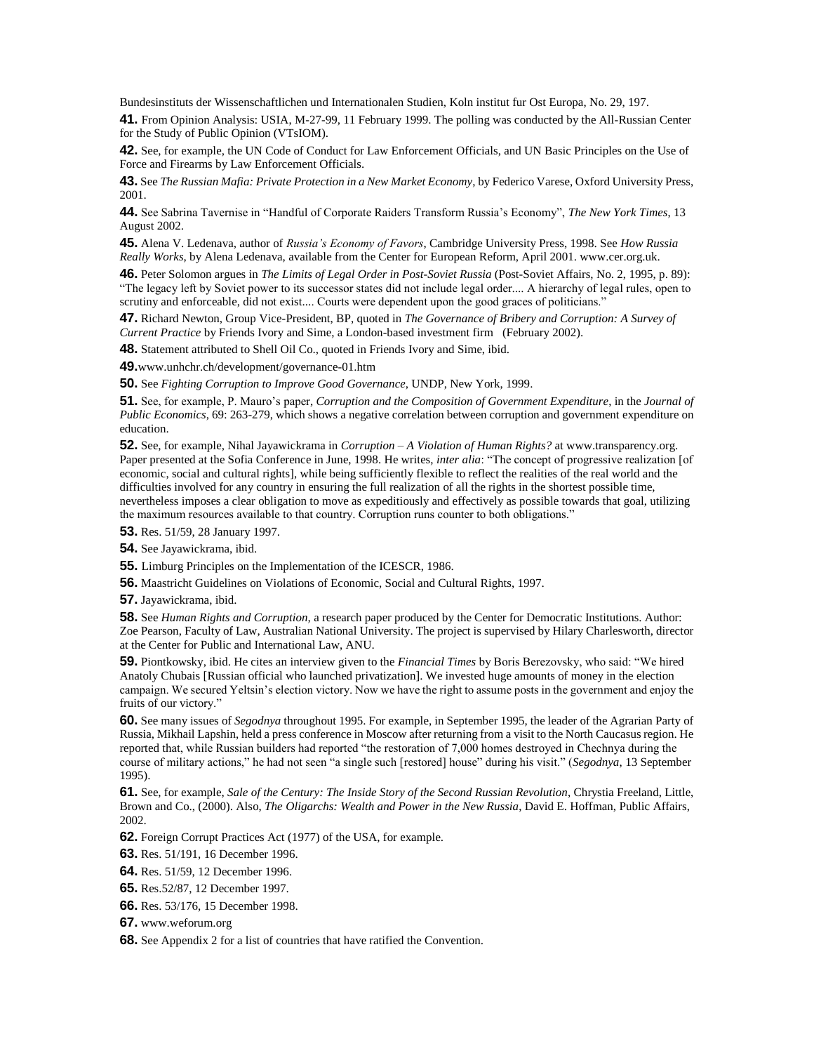Bundesinstituts der Wissenschaftlichen und Internationalen Studien, Koln institut fur Ost Europa, No. 29, 197.

**41.** From Opinion Analysis: USIA, M-27-99, 11 February 1999. The polling was conducted by the All-Russian Center for the Study of Public Opinion (VTsIOM).

**42.** See, for example, the UN Code of Conduct for Law Enforcement Officials, and UN Basic Principles on the Use of Force and Firearms by Law Enforcement Officials.

**43.** See *The Russian Mafia: Private Protection in a New Market Economy*, by Federico Varese, Oxford University Press, 2001.

**44.** See Sabrina Tavernise in "Handful of Corporate Raiders Transform Russia's Economy", *The New York Times*, 13 August 2002.

**45.** Alena V. Ledenava, author of *Russia's Economy of Favors*, Cambridge University Press, 1998. See *How Russia Really Works*, by Alena Ledenava, available from the Center for European Reform, April 2001. www.cer.org.uk.

**46.** Peter Solomon argues in *The Limits of Legal Order in Post-Soviet Russia* (Post-Soviet Affairs, No. 2, 1995, p. 89): "The legacy left by Soviet power to its successor states did not include legal order.... A hierarchy of legal rules, open to scrutiny and enforceable, did not exist.... Courts were dependent upon the good graces of politicians."

**47.** Richard Newton, Group Vice-President, BP, quoted in *The Governance of Bribery and Corruption: A Survey of Current Practice* by Friends Ivory and Sime, a London-based investment firm (February 2002).

**48.** Statement attributed to Shell Oil Co., quoted in Friends Ivory and Sime, ibid.

**49.** www.unhchr.ch/development/governance-01.htm

**50.** See *Fighting Corruption to Improve Good Governance*, UNDP, New York, 1999.

**51.** See, for example, P. Mauro's paper, *Corruption and the Composition of Government Expenditure*, in the *Journal of Public Economics*, 69: 263-279, which shows a negative correlation between corruption and government expenditure on education.

**52.** See, for example, Nihal Jayawickrama in *Corruption – A Violation of Human Rights?* at www.transparency.org. Paper presented at the Sofia Conference in June, 1998. He writes, *inter alia*: "The concept of progressive realization [of economic, social and cultural rights], while being sufficiently flexible to reflect the realities of the real world and the difficulties involved for any country in ensuring the full realization of all the rights in the shortest possible time, nevertheless imposes a clear obligation to move as expeditiously and effectively as possible towards that goal, utilizing the maximum resources available to that country. Corruption runs counter to both obligations."

**53.** Res. 51/59, 28 January 1997.

**54.** See Jayawickrama, ibid.

**55.** Limburg Principles on the Implementation of the ICESCR, 1986.

**56.** Maastricht Guidelines on Violations of Economic, Social and Cultural Rights, 1997.

**57.** Jayawickrama, ibid.

**58.** See *Human Rights and Corruption,* a research paper produced by the Center for Democratic Institutions. Author: Zoe Pearson, Faculty of Law, Australian National University. The project is supervised by Hilary Charlesworth, director at the Center for Public and International Law, ANU.

**59.** Piontkowsky, ibid. He cites an interview given to the *Financial Times* by Boris Berezovsky, who said: "We hired Anatoly Chubais [Russian official who launched privatization]. We invested huge amounts of money in the election campaign. We secured Yeltsin's election victory. Now we have the right to assume posts in the government and enjoy the fruits of our victory."

**60.** See many issues of *Segodnya* throughout 1995. For example, in September 1995, the leader of the Agrarian Party of Russia, Mikhail Lapshin, held a press conference in Moscow after returning from a visit to the North Caucasus region. He reported that, while Russian builders had reported "the restoration of 7,000 homes destroyed in Chechnya during the course of military actions," he had not seen "a single such [restored] house" during his visit." (*Segodnya*, 13 September 1995).

**61.** See, for example, *Sale of the Century: The Inside Story of the Second Russian Revolution*, Chrystia Freeland, Little, Brown and Co., (2000). Also, *The Oligarchs: Wealth and Power in the New Russia*, David E. Hoffman, Public Affairs, 2002.

**62.** Foreign Corrupt Practices Act (1977) of the USA, for example.

**63.** Res. 51/191, 16 December 1996.

**64.** Res. 51/59, 12 December 1996.

**65.** Res.52/87, 12 December 1997.

**66.** Res. 53/176, 15 December 1998.

**67.** www.weforum.org

**68.** See Appendix 2 for a list of countries that have ratified the Convention.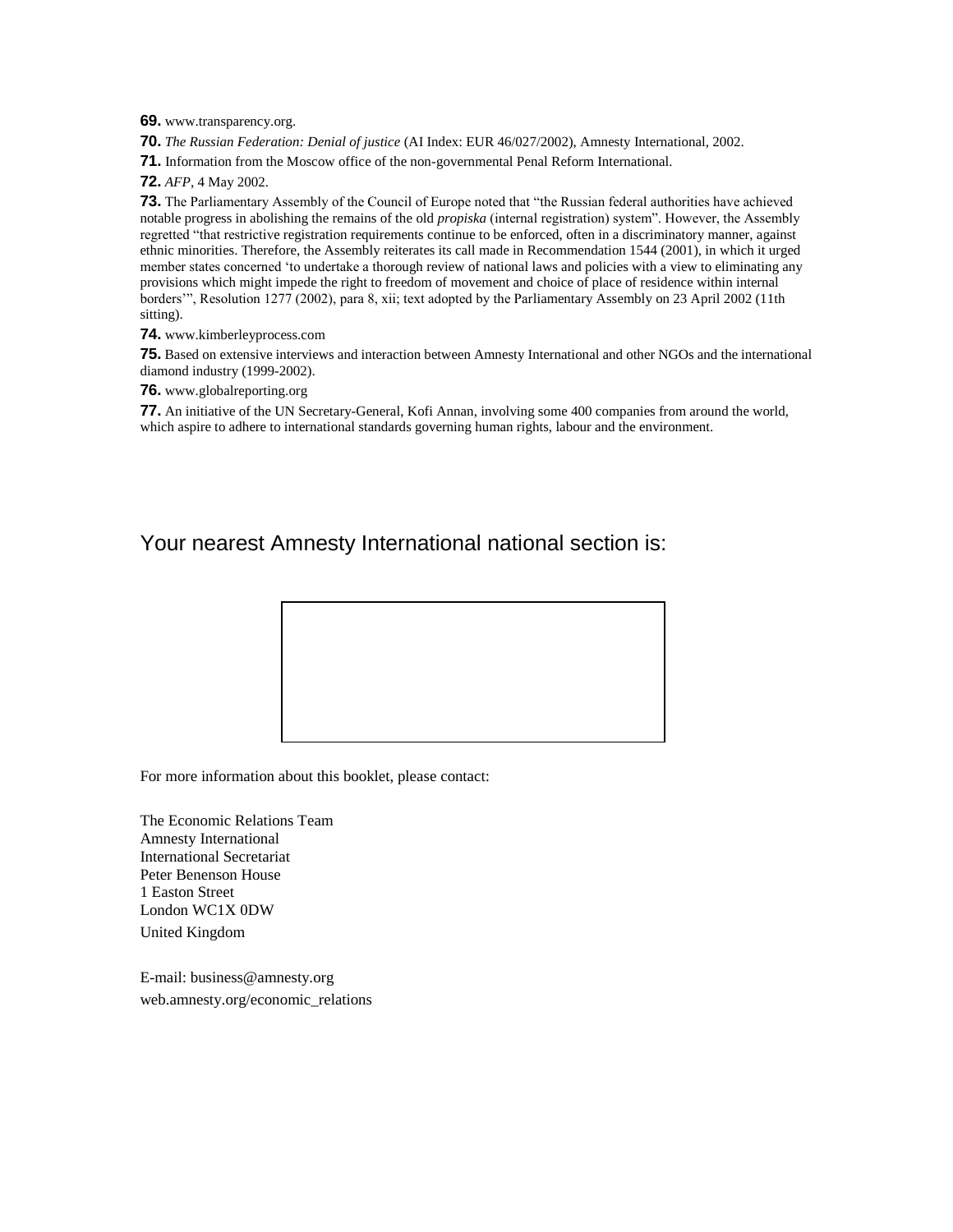**69.** www.transparency.org.

**70.** *The Russian Federation: Denial of justice* (AI Index: EUR 46/027/2002), Amnesty International, 2002.

**71.** Information from the Moscow office of the non-governmental Penal Reform International.

**72.** *AFP*, 4 May 2002.

**73.** The Parliamentary Assembly of the Council of Europe noted that "the Russian federal authorities have achieved notable progress in abolishing the remains of the old *propiska* (internal registration) system". However, the Assembly regretted "that restrictive registration requirements continue to be enforced, often in a discriminatory manner, against ethnic minorities. Therefore, the Assembly reiterates its call made in Recommendation 1544 (2001), in which it urged member states concerned 'to undertake a thorough review of national laws and policies with a view to eliminating any provisions which might impede the right to freedom of movement and choice of place of residence within internal borders'", Resolution 1277 (2002), para 8, xii; text adopted by the Parliamentary Assembly on 23 April 2002 (11th sitting).

**74.** www.kimberleyprocess.com

**75.** Based on extensive interviews and interaction between Amnesty International and other NGOs and the international diamond industry (1999-2002).

**76.** www.globalreporting.org

**77.** An initiative of the UN Secretary-General, Kofi Annan, involving some 400 companies from around the world, which aspire to adhere to international standards governing human rights, labour and the environment.

## Your nearest Amnesty International national section is:

For more information about this booklet, please contact:

The Economic Relations Team
Amnesty International
International Secretariat
Peter Benenson House
1 Easton Street
London WC1X 0DW
United Kingdom

E-mail: business@amnesty.org
web.amnesty.org/economic_relations